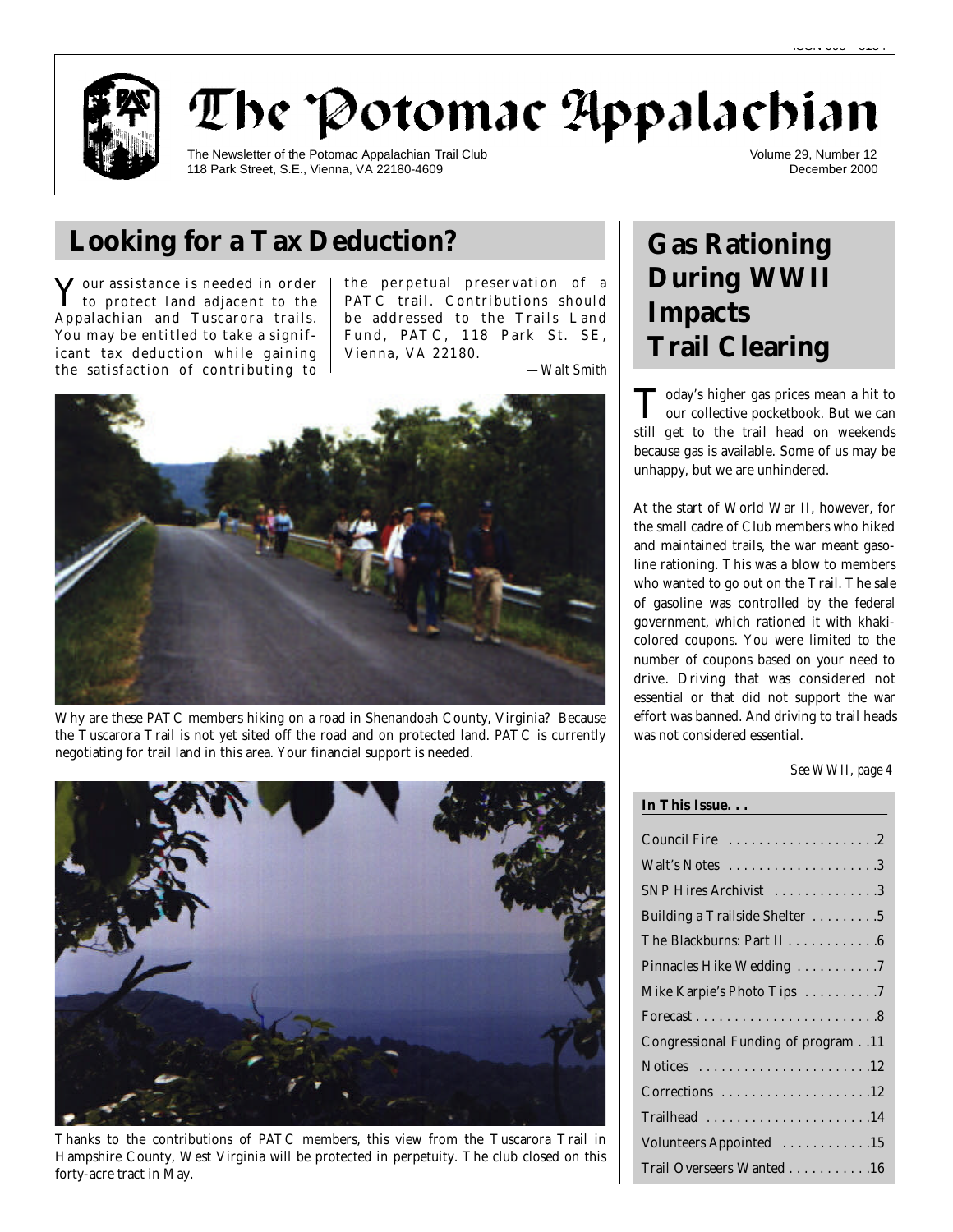# The Potomac Appalachian

The Newsletter of the Potomac Appalachian Trail Club
118 Park Street, S.E., Vienna, VA 22180-4609

Volume 29, Number 12
December 2000

## Looking for a Tax Deduction?

Your assistance is needed in order to protect land adjacent to the Appalachian and Tuscarora trails. You may be entitled to take a significant tax deduction while gaining the satisfaction of contributing to the perpetual preservation of a PATC trail. Contributions should be addressed to the Trails Land Fund, PATC, 118 Park St. SE, Vienna, VA 22180.

*—Walt Smith*

Why are these PATC members hiking on a road in Shenandoah County, Virginia? Because the Tuscarora Trail is not yet sited off the road and on protected land. PATC is currently negotiating for trail land in this area. Your financial support is needed.

Thanks to the contributions of PATC members, this view from the Tuscarora Trail in Hampshire County, West Virginia will be protected in perpetuity. The club closed on this forty-acre tract in May.

## Gas Rationing During WWII Impacts Trail Clearing

Today's higher gas prices mean a hit to our collective pocketbook. But we can still get to the trail head on weekends because gas is available. Some of us may be unhappy, but we are unhindered.

At the start of World War II, however, for the small cadre of Club members who hiked and maintained trails, the war meant gasoline rationing. This was a blow to members who wanted to go out on the Trail. The sale of gasoline was controlled by the federal government, which rationed it with khaki-colored coupons. You were limited to the number of coupons based on your need to drive. Driving that was considered not essential or that did not support the war effort was banned. And driving to trail heads was not considered essential.

*See WWII, page 4*

**In This Issue. . .**

- Council Fire . . . . . . . . . . . . . . . . . . . .2
- Walt's Notes . . . . . . . . . . . . . . . . . . . .3
- SNP Hires Archivist . . . . . . . . . . . . . .3
- Building a Trailside Shelter . . . . . . . . .5
- The Blackburns: Part II . . . . . . . . . . . .6
- Pinnacles Hike Wedding . . . . . . . . . . .7
- Mike Karpie's Photo Tips . . . . . . . . . .7
- Forecast . . . . . . . . . . . . . . . . . . . . . . . .8
- Congressional Funding of program . .11
- Notices . . . . . . . . . . . . . . . . . . . . . . .12
- Corrections . . . . . . . . . . . . . . . . . . . .12
- Trailhead . . . . . . . . . . . . . . . . . . . . . .14
- Volunteers Appointed . . . . . . . . . . . .15
- Trail Overseers Wanted . . . . . . . . . . .16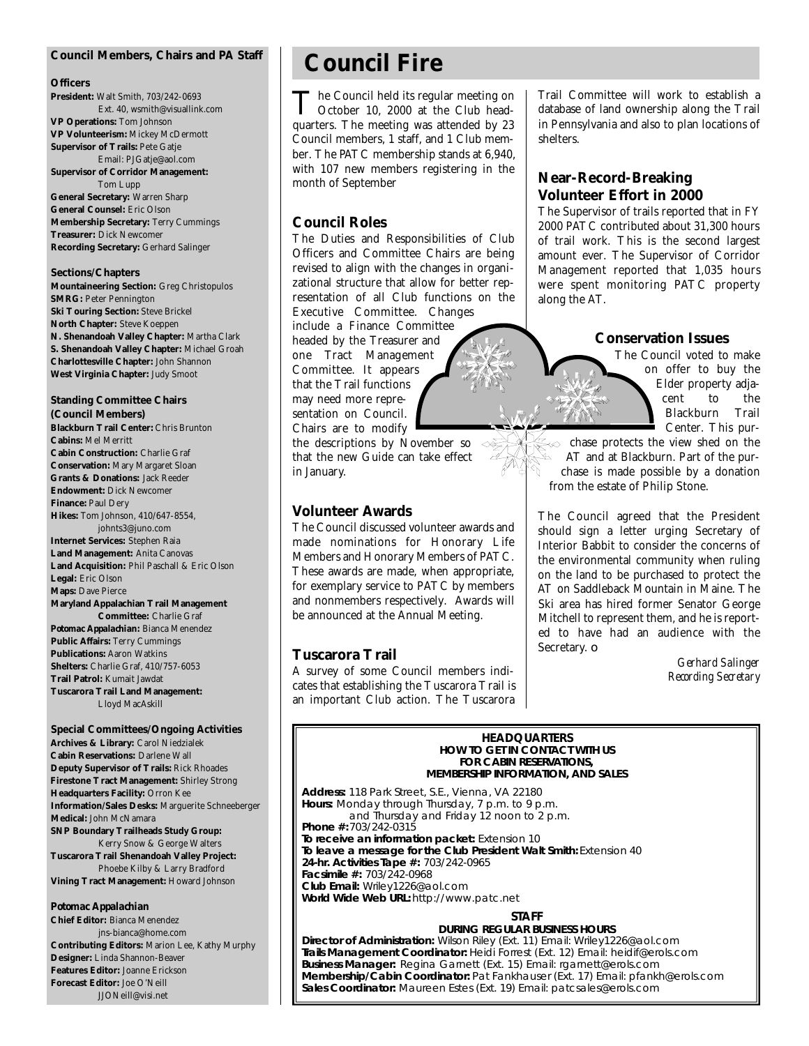## Council Members, Chairs and PA Staff

### Officers

**President:** Walt Smith, 703/242-0693 Ext. 40, wsmith@visuallink.com
**VP Operations:** Tom Johnson
**VP Volunteerism:** Mickey McDermott
**Supervisor of Trails:** Pete Gatje Email: PJGatje@aol.com
**Supervisor of Corridor Management:** Tom Lupp
**General Secretary:** Warren Sharp
**General Counsel:** Eric Olson
**Membership Secretary:** Terry Cummings
**Treasurer:** Dick Newcomer
**Recording Secretary:** Gerhard Salinger

### Sections/Chapters

**Mountaineering Section:** Greg Christopulos
**SMRG:** Peter Pennington
**Ski Touring Section:** Steve Brickel
**North Chapter:** Steve Koeppen
**N. Shenandoah Valley Chapter:** Martha Clark
**S. Shenandoah Valley Chapter:** Michael Groah
**Charlottesville Chapter:** John Shannon
**West Virginia Chapter:** Judy Smoot

### Standing Committee Chairs (Council Members)

**Blackburn Trail Center:** Chris Brunton
**Cabins:** Mel Merritt
**Cabin Construction:** Charlie Graf
**Conservation:** Mary Margaret Sloan
**Grants & Donations:** Jack Reeder
**Endowment:** Dick Newcomer
**Finance:** Paul Dery
**Hikes:** Tom Johnson, 410/647-8554, johnts3@juno.com
**Internet Services:** Stephen Raia
**Land Management:** Anita Canovas
**Land Acquisition:** Phil Paschall & Eric Olson
**Legal:** Eric Olson
**Maps:** Dave Pierce
**Maryland Appalachian Trail Management Committee:** Charlie Graf
**Potomac Appalachian:** Bianca Menendez
**Public Affairs:** Terry Cummings
**Publications:** Aaron Watkins
**Shelters:** Charlie Graf, 410/757-6053
**Trail Patrol:** Kumait Jawdat
**Tuscarora Trail Land Management:** Lloyd MacAskill

### Special Committees/Ongoing Activities

**Archives & Library:** Carol Niedzialek
**Cabin Reservations:** Darlene Wall
**Deputy Supervisor of Trails:** Rick Rhoades
**Firestone Tract Management:** Shirley Strong
**Headquarters Facility:** Orron Kee
**Information/Sales Desks:** Marguerite Schneeberger
**Medical:** John McNamara
**SNP Boundary Trailheads Study Group:** Kerry Snow & George Walters
**Tuscarora Trail Shenandoah Valley Project:** Phoebe Kilby & Larry Bradford
**Vining Tract Management:** Howard Johnson

### Potomac Appalachian

**Chief Editor:** Bianca Menendez jns-bianca@home.com
**Contributing Editors:** Marion Lee, Kathy Murphy
**Designer:** Linda Shannon-Beaver
**Features Editor:** Joanne Erickson
**Forecast Editor:** Joe O'Neill JJONeill@visi.net

# Council Fire

The Council held its regular meeting on October 10, 2000 at the Club headquarters. The meeting was attended by 23 Council members, 1 staff, and 1 Club member. The PATC membership stands at 6,940, with 107 new members registering in the month of September

## Council Roles

The Duties and Responsibilities of Club Officers and Committee Chairs are being revised to align with the changes in organizational structure that allow for better representation of all Club functions on the Executive Committee. Changes include a Finance Committee headed by the Treasurer and one Tract Management Committee. It appears that the Trail functions may need more representation on Council. Chairs are to modify the descriptions by November so that the new Guide can take effect in January.

## Volunteer Awards

The Council discussed volunteer awards and made nominations for Honorary Life Members and Honorary Members of PATC. These awards are made, when appropriate, for exemplary service to PATC by members and nonmembers respectively. Awards will be announced at the Annual Meeting.

## Tuscarora Trail

A survey of some Council members indicates that establishing the Tuscarora Trail is an important Club action. The Tuscarora Trail Committee will work to establish a database of land ownership along the Trail in Pennsylvania and also to plan locations of shelters.

## Near-Record-Breaking Volunteer Effort in 2000

The Supervisor of trails reported that in FY 2000 PATC contributed about 31,300 hours of trail work. This is the second largest amount ever. The Supervisor of Corridor Management reported that 1,035 hours were spent monitoring PATC property along the AT.

## Conservation Issues

The Council voted to make on offer to buy the Elder property adjacent to the Blackburn Trail Center. This purchase protects the view shed on the AT and at Blackburn. Part of the purchase is made possible by a donation from the estate of Philip Stone.

The Council agreed that the President should sign a letter urging Secretary of Interior Babbit to consider the concerns of the environmental community when ruling on the land to be purchased to protect the AT on Saddleback Mountain in Maine. The Ski area has hired former Senator George Mitchell to represent them, and he is reported to have had an audience with the Secretary. o

*Gerhard Salinger*
*Recording Secretary*

---

**HEADQUARTERS**
**HOW TO GET IN CONTACT WITH US FOR CABIN RESERVATIONS, MEMBERSHIP INFORMATION, AND SALES**

**Address:** 118 Park Street, S.E., Vienna, VA 22180
**Hours:** Monday through Thursday, 7 p.m. to 9 p.m. and Thursday and Friday 12 noon to 2 p.m.
**Phone #:** 703/242-0315
**To receive an information packet:** Extension 10
**To leave a message for the Club President Walt Smith:** Extension 40
**24-hr. Activities Tape #:** 703/242-0965
**Facsimile #:** 703/242-0968
**Club Email:** Wriley1226@aol.com
**World Wide Web URL:** http://www.patc.net

**STAFF**
**DURING REGULAR BUSINESS HOURS**

**Director of Administration:** Wilson Riley (Ext. 11) Email: Wriley1226@aol.com
**Trails Management Coordinator:** Heidi Forrest (Ext. 12) Email: heidif@erols.com
**Business Manager:** Regina Garnett (Ext. 15) Email: rgarnett@erols.com
**Membership/Cabin Coordinator:** Pat Fankhauser (Ext. 17) Email: pfankh@erols.com
**Sales Coordinator:** Maureen Estes (Ext. 19) Email: patcsales@erols.com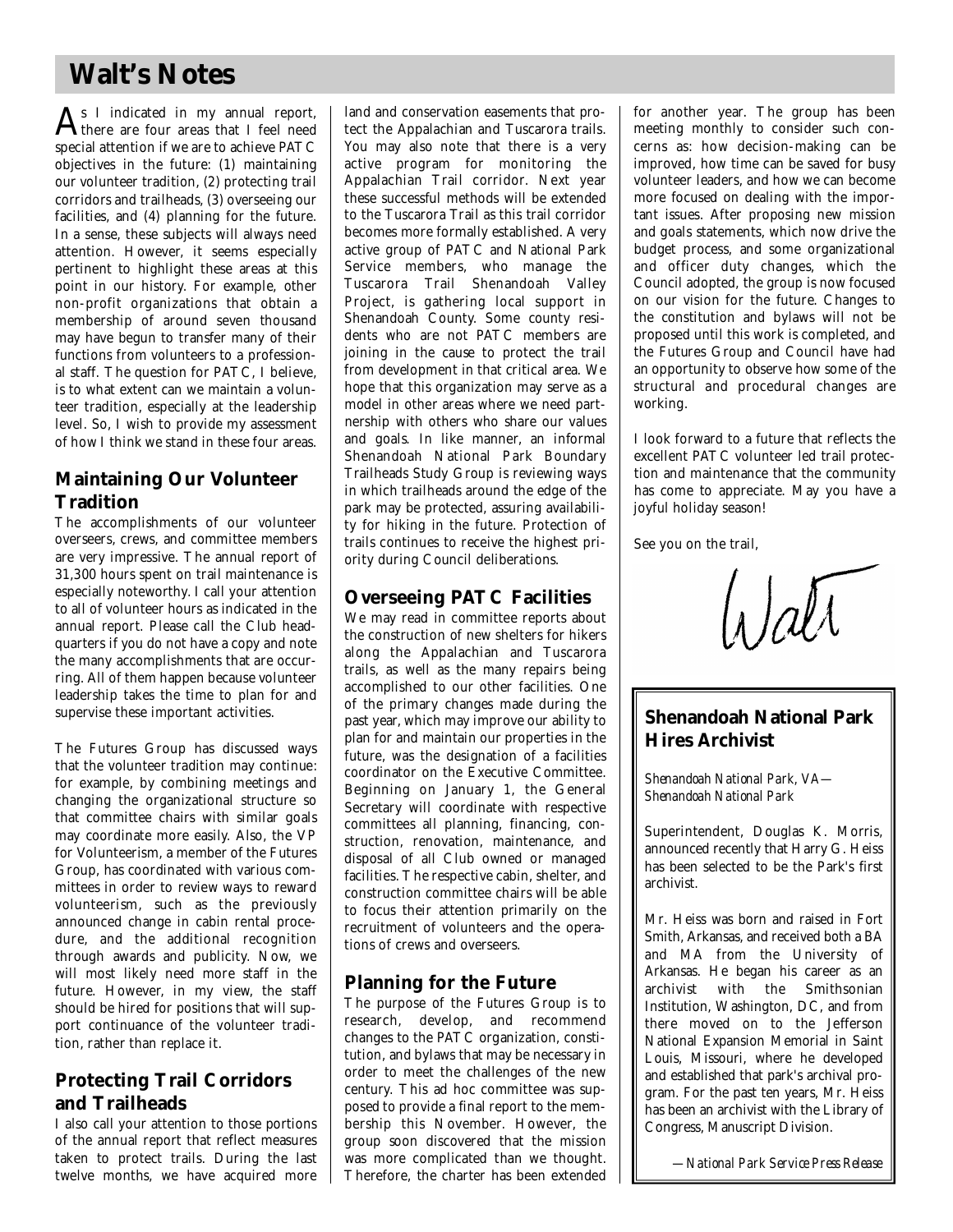# Walt's Notes

As I indicated in my annual report, there are four areas that I feel need special attention if we are to achieve PATC objectives in the future: (1) maintaining our volunteer tradition, (2) protecting trail corridors and trailheads, (3) overseeing our facilities, and (4) planning for the future. In a sense, these subjects will always need attention. However, it seems especially pertinent to highlight these areas at this point in our history. For example, other non-profit organizations that obtain a membership of around seven thousand may have begun to transfer many of their functions from volunteers to a professional staff. The question for PATC, I believe, is to what extent can we maintain a volunteer tradition, especially at the leadership level. So, I wish to provide my assessment of how I think we stand in these four areas.

## Maintaining Our Volunteer Tradition

The accomplishments of our volunteer overseers, crews, and committee members are very impressive. The annual report of 31,300 hours spent on trail maintenance is especially noteworthy. I call your attention to all of volunteer hours as indicated in the annual report. Please call the Club headquarters if you do not have a copy and note the many accomplishments that are occurring. All of them happen because volunteer leadership takes the time to plan for and supervise these important activities.

The Futures Group has discussed ways that the volunteer tradition may continue: for example, by combining meetings and changing the organizational structure so that committee chairs with similar goals may coordinate more easily. Also, the VP for Volunteerism, a member of the Futures Group, has coordinated with various committees in order to review ways to reward volunteerism, such as the previously announced change in cabin rental procedure, and the additional recognition through awards and publicity. Now, we will most likely need more staff in the future. However, in my view, the staff should be hired for positions that will support continuance of the volunteer tradition, rather than replace it.

## Protecting Trail Corridors and Trailheads

I also call your attention to those portions of the annual report that reflect measures taken to protect trails. During the last twelve months, we have acquired more land and conservation easements that protect the Appalachian and Tuscarora trails. You may also note that there is a very active program for monitoring the Appalachian Trail corridor. Next year these successful methods will be extended to the Tuscarora Trail as this trail corridor becomes more formally established. A very active group of PATC and National Park Service members, who manage the Tuscarora Trail Shenandoah Valley Project, is gathering local support in Shenandoah County. Some county residents who are not PATC members are joining in the cause to protect the trail from development in that critical area. We hope that this organization may serve as a model in other areas where we need partnership with others who share our values and goals. In like manner, an informal Shenandoah National Park Boundary Trailheads Study Group is reviewing ways in which trailheads around the edge of the park may be protected, assuring availability for hiking in the future. Protection of trails continues to receive the highest priority during Council deliberations.

## Overseeing PATC Facilities

We may read in committee reports about the construction of new shelters for hikers along the Appalachian and Tuscarora trails, as well as the many repairs being accomplished to our other facilities. One of the primary changes made during the past year, which may improve our ability to plan for and maintain our properties in the future, was the designation of a facilities coordinator on the Executive Committee. Beginning on January 1, the General Secretary will coordinate with respective committees all planning, financing, construction, renovation, maintenance, and disposal of all Club owned or managed facilities. The respective cabin, shelter, and construction committee chairs will be able to focus their attention primarily on the recruitment of volunteers and the operations of crews and overseers.

## Planning for the Future

The purpose of the Futures Group is to research, develop, and recommend changes to the PATC organization, constitution, and bylaws that may be necessary in order to meet the challenges of the new century. This ad hoc committee was supposed to provide a final report to the membership this November. However, the group soon discovered that the mission was more complicated than we thought. Therefore, the charter has been extended for another year. The group has been meeting monthly to consider such concerns as: how decision-making can be improved, how time can be saved for busy volunteer leaders, and how we can become more focused on dealing with the important issues. After proposing new mission and goals statements, which now drive the budget process, and some organizational and officer duty changes, which the Council adopted, the group is now focused on our vision for the future. Changes to the constitution and bylaws will not be proposed until this work is completed, and the Futures Group and Council have had an opportunity to observe how some of the structural and procedural changes are working.

I look forward to a future that reflects the excellent PATC volunteer led trail protection and maintenance that the community has come to appreciate. May you have a joyful holiday season!

See you on the trail,

Walt

## Shenandoah National Park Hires Archivist

*Shenandoah National Park, VA—Shenandoah National Park*

Superintendent, Douglas K. Morris, announced recently that Harry G. Heiss has been selected to be the Park's first archivist.

Mr. Heiss was born and raised in Fort Smith, Arkansas, and received both a BA and MA from the University of Arkansas. He began his career as an archivist with the Smithsonian Institution, Washington, DC, and from there moved on to the Jefferson National Expansion Memorial in Saint Louis, Missouri, where he developed and established that park's archival program. For the past ten years, Mr. Heiss has been an archivist with the Library of Congress, Manuscript Division.

*—National Park Service Press Release*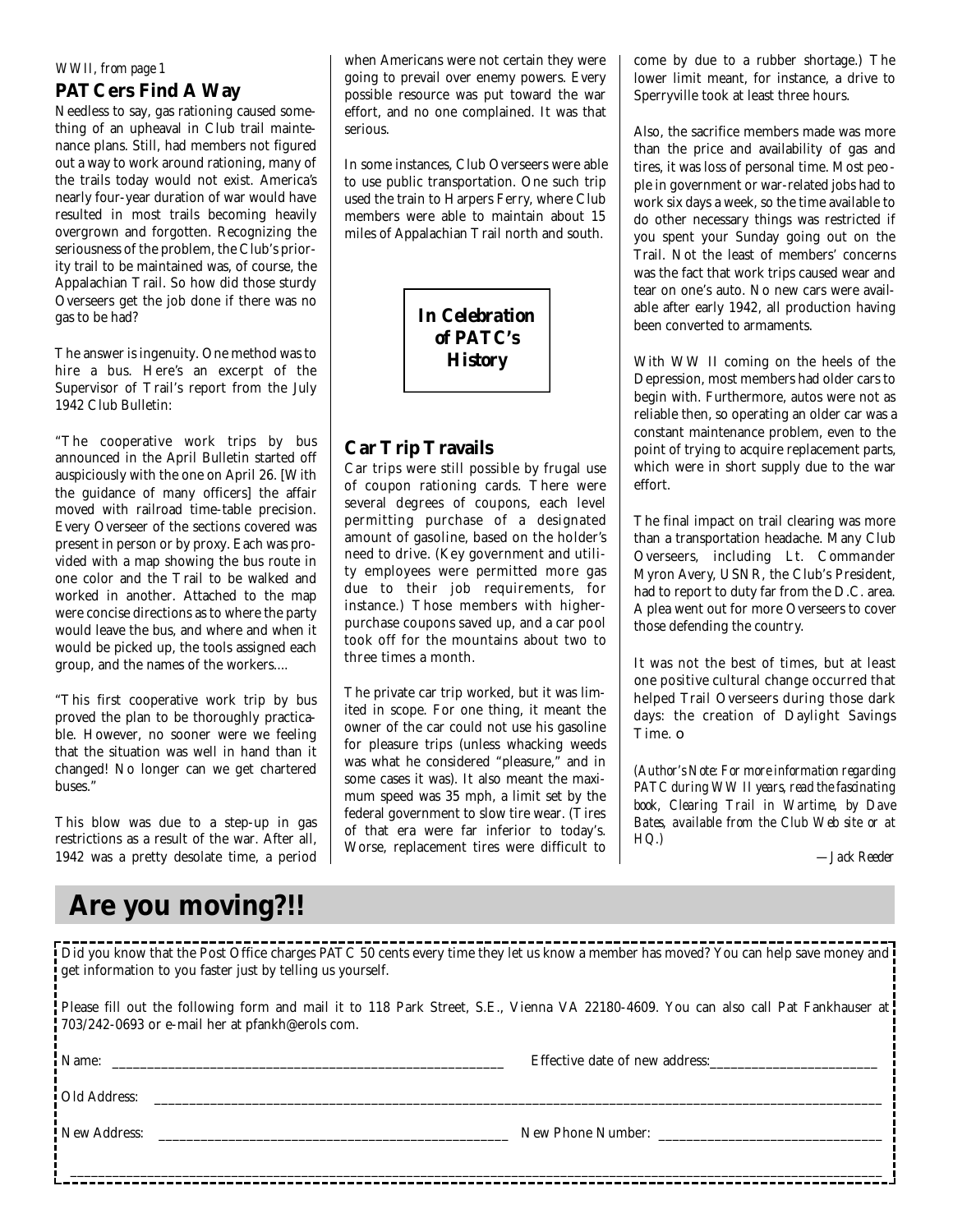*WWII, from page 1*

## PATCers Find A Way

Needless to say, gas rationing caused something of an upheaval in Club trail maintenance plans. Still, had members not figured out a way to work around rationing, many of the trails today would not exist. America's nearly four-year duration of war would have resulted in most trails becoming heavily overgrown and forgotten. Recognizing the seriousness of the problem, the Club's priority trail to be maintained was, of course, the Appalachian Trail. So how did those sturdy Overseers get the job done if there was no gas to be had?

The answer is ingenuity. One method was to hire a bus. Here's an excerpt of the Supervisor of Trail's report from the July 1942 Club Bulletin:

"The cooperative work trips by bus announced in the April Bulletin started off auspiciously with the one on April 26. [With the guidance of many officers] the affair moved with railroad time-table precision. Every Overseer of the sections covered was present in person or by proxy. Each was provided with a map showing the bus route in one color and the Trail to be walked and worked in another. Attached to the map were concise directions as to where the party would leave the bus, and where and when it would be picked up, the tools assigned each group, and the names of the workers....

"This first cooperative work trip by bus proved the plan to be thoroughly practicable. However, no sooner were we feeling that the situation was well in hand than it changed! No longer can we get chartered buses."

This blow was due to a step-up in gas restrictions as a result of the war. After all, 1942 was a pretty desolate time, a period when Americans were not certain they were going to prevail over enemy powers. Every possible resource was put toward the war effort, and no one complained. It was that serious.

In some instances, Club Overseers were able to use public transportation. One such trip used the train to Harpers Ferry, where Club members were able to maintain about 15 miles of Appalachian Trail north and south.

**In Celebration of PATC's History**

## Car Trip Travails

Car trips were still possible by frugal use of coupon rationing cards. There were several degrees of coupons, each level permitting purchase of a designated amount of gasoline, based on the holder's need to drive. (Key government and utility employees were permitted more gas due to their job requirements, for instance.) Those members with higher-purchase coupons saved up, and a car pool took off for the mountains about two to three times a month.

The private car trip worked, but it was limited in scope. For one thing, it meant the owner of the car could not use his gasoline for pleasure trips (unless whacking weeds was what he considered "pleasure," and in some cases it was). It also meant the maximum speed was 35 mph, a limit set by the federal government to slow tire wear. (Tires of that era were far inferior to today's. Worse, replacement tires were difficult to come by due to a rubber shortage.) The lower limit meant, for instance, a drive to Sperryville took at least three hours.

Also, the sacrifice members made was more than the price and availability of gas and tires, it was loss of personal time. Most people in government or war-related jobs had to work six days a week, so the time available to do other necessary things was restricted if you spent your Sunday going out on the Trail. Not the least of members' concerns was the fact that work trips caused wear and tear on one's auto. No new cars were available after early 1942, all production having been converted to armaments.

With WW II coming on the heels of the Depression, most members had older cars to begin with. Furthermore, autos were not as reliable then, so operating an older car was a constant maintenance problem, even to the point of trying to acquire replacement parts, which were in short supply due to the war effort.

The final impact on trail clearing was more than a transportation headache. Many Club Overseers, including Lt. Commander Myron Avery, USNR, the Club's President, had to report to duty far from the D.C. area. A plea went out for more Overseers to cover those defending the country.

It was not the best of times, but at least one positive cultural change occurred that helped Trail Overseers during those dark days: the creation of Daylight Savings Time. o

*(Author's Note: For more information regarding PATC during WW II years, read the fascinating book, Clearing Trail in Wartime, by Dave Bates, available from the Club Web site or at HQ.)*

*—Jack Reeder*

# Are you moving?!!

Did you know that the Post Office charges PATC 50 cents every time they let us know a member has moved? You can help save money and get information to you faster just by telling us yourself.

Please fill out the following form and mail it to 118 Park Street, S.E., Vienna VA 22180-4609. You can also call Pat Fankhauser at 703/242-0693 or e-mail her at pfankh@erols.com.

Name: ______________________________ Effective date of new address: ______________

Old Address: ______________________________________________________________

New Address: ______________________________ New Phone Number: ______________

______________________________________________________________________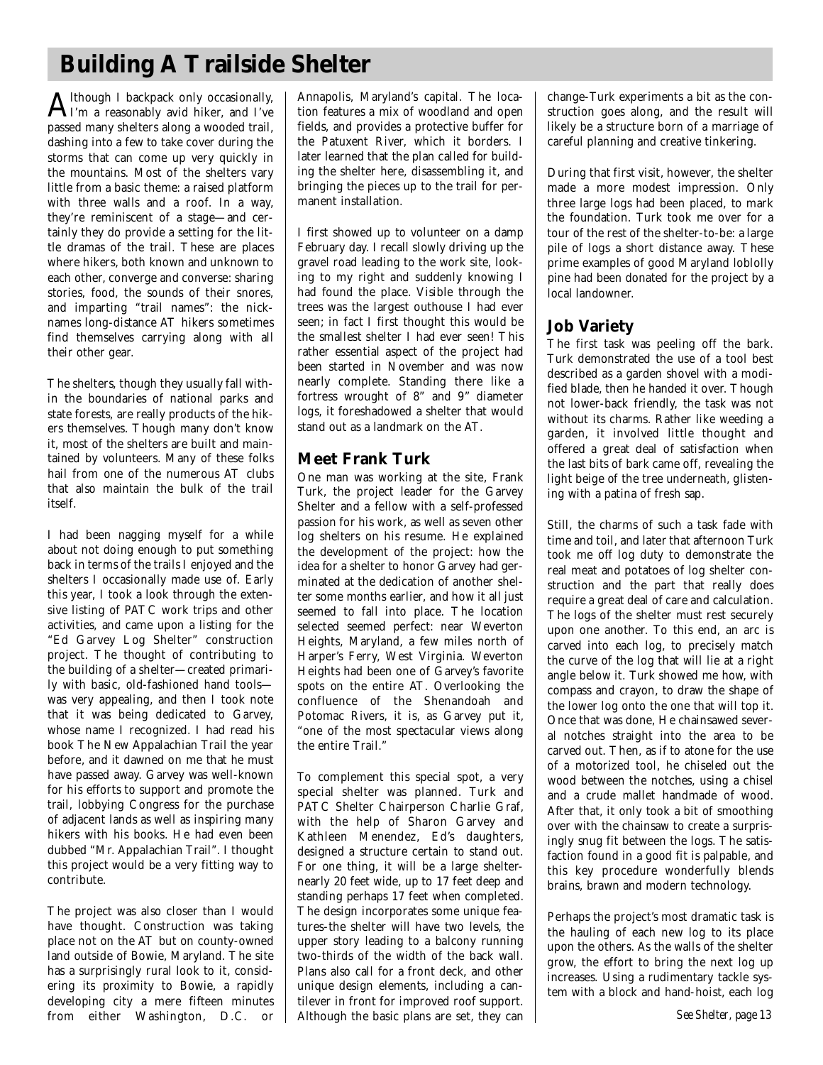# Building A Trailside Shelter

Although I backpack only occasionally, I'm a reasonably avid hiker, and I've passed many shelters along a wooded trail, dashing into a few to take cover during the storms that can come up very quickly in the mountains. Most of the shelters vary little from a basic theme: a raised platform with three walls and a roof. In a way, they're reminiscent of a stage—and certainly they do provide a setting for the little dramas of the trail. These are places where hikers, both known and unknown to each other, converge and converse: sharing stories, food, the sounds of their snores, and imparting "trail names": the nicknames long-distance AT hikers sometimes find themselves carrying along with all their other gear.

The shelters, though they usually fall within the boundaries of national parks and state forests, are really products of the hikers themselves. Though many don't know it, most of the shelters are built and maintained by volunteers. Many of these folks hail from one of the numerous AT clubs that also maintain the bulk of the trail itself.

I had been nagging myself for a while about not doing enough to put something back in terms of the trails I enjoyed and the shelters I occasionally made use of. Early this year, I took a look through the extensive listing of PATC work trips and other activities, and came upon a listing for the "Ed Garvey Log Shelter" construction project. The thought of contributing to the building of a shelter—created primarily with basic, old-fashioned hand tools—was very appealing, and then I took note that it was being dedicated to Garvey, whose name I recognized. I had read his book The New Appalachian Trail the year before, and it dawned on me that he must have passed away. Garvey was well-known for his efforts to support and promote the trail, lobbying Congress for the purchase of adjacent lands as well as inspiring many hikers with his books. He had even been dubbed "Mr. Appalachian Trail". I thought this project would be a very fitting way to contribute.

The project was also closer than I would have thought. Construction was taking place not on the AT but on county-owned land outside of Bowie, Maryland. The site has a surprisingly rural look to it, considering its proximity to Bowie, a rapidly developing city a mere fifteen minutes from either Washington, D.C. or Annapolis, Maryland's capital. The location features a mix of woodland and open fields, and provides a protective buffer for the Patuxent River, which it borders. I later learned that the plan called for building the shelter here, disassembling it, and bringing the pieces up to the trail for permanent installation.

I first showed up to volunteer on a damp February day. I recall slowly driving up the gravel road leading to the work site, looking to my right and suddenly knowing I had found the place. Visible through the trees was the largest outhouse I had ever seen; in fact I first thought this would be the smallest shelter I had ever seen! This rather essential aspect of the project had been started in November and was now nearly complete. Standing there like a fortress wrought of 8" and 9" diameter logs, it foreshadowed a shelter that would stand out as a landmark on the AT.

## Meet Frank Turk

One man was working at the site, Frank Turk, the project leader for the Garvey Shelter and a fellow with a self-professed passion for his work, as well as seven other log shelters on his resume. He explained the development of the project: how the idea for a shelter to honor Garvey had germinated at the dedication of another shelter some months earlier, and how it all just seemed to fall into place. The location selected seemed perfect: near Weverton Heights, Maryland, a few miles north of Harper's Ferry, West Virginia. Weverton Heights had been one of Garvey's favorite spots on the entire AT. Overlooking the confluence of the Shenandoah and Potomac Rivers, it is, as Garvey put it, "one of the most spectacular views along the entire Trail."

To complement this special spot, a very special shelter was planned. Turk and PATC Shelter Chairperson Charlie Graf, with the help of Sharon Garvey and Kathleen Menendez, Ed's daughters, designed a structure certain to stand out. For one thing, it will be a large shelter-nearly 20 feet wide, up to 17 feet deep and standing perhaps 17 feet when completed. The design incorporates some unique features-the shelter will have two levels, the upper story leading to a balcony running two-thirds of the width of the back wall. Plans also call for a front deck, and other unique design elements, including a cantilever in front for improved roof support. Although the basic plans are set, they can change-Turk experiments a bit as the construction goes along, and the result will likely be a structure born of a marriage of careful planning and creative tinkering.

During that first visit, however, the shelter made a more modest impression. Only three large logs had been placed, to mark the foundation. Turk took me over for a tour of the rest of the shelter-to-be: a large pile of logs a short distance away. These prime examples of good Maryland loblolly pine had been donated for the project by a local landowner.

## Job Variety

The first task was peeling off the bark. Turk demonstrated the use of a tool best described as a garden shovel with a modified blade, then he handed it over. Though not lower-back friendly, the task was not without its charms. Rather like weeding a garden, it involved little thought and offered a great deal of satisfaction when the last bits of bark came off, revealing the light beige of the tree underneath, glistening with a patina of fresh sap.

Still, the charms of such a task fade with time and toil, and later that afternoon Turk took me off log duty to demonstrate the real meat and potatoes of log shelter construction and the part that really does require a great deal of care and calculation. The logs of the shelter must rest securely upon one another. To this end, an arc is carved into each log, to precisely match the curve of the log that will lie at a right angle below it. Turk showed me how, with compass and crayon, to draw the shape of the lower log onto the one that will top it. Once that was done, He chainsawed several notches straight into the area to be carved out. Then, as if to atone for the use of a motorized tool, he chiseled out the wood between the notches, using a chisel and a crude mallet handmade of wood. After that, it only took a bit of smoothing over with the chainsaw to create a surprisingly snug fit between the logs. The satisfaction found in a good fit is palpable, and this key procedure wonderfully blends brains, brawn and modern technology.

Perhaps the project's most dramatic task is the hauling of each new log to its place upon the others. As the walls of the shelter grow, the effort to bring the next log up increases. Using a rudimentary tackle system with a block and hand-hoist, each log

*See Shelter, page 13*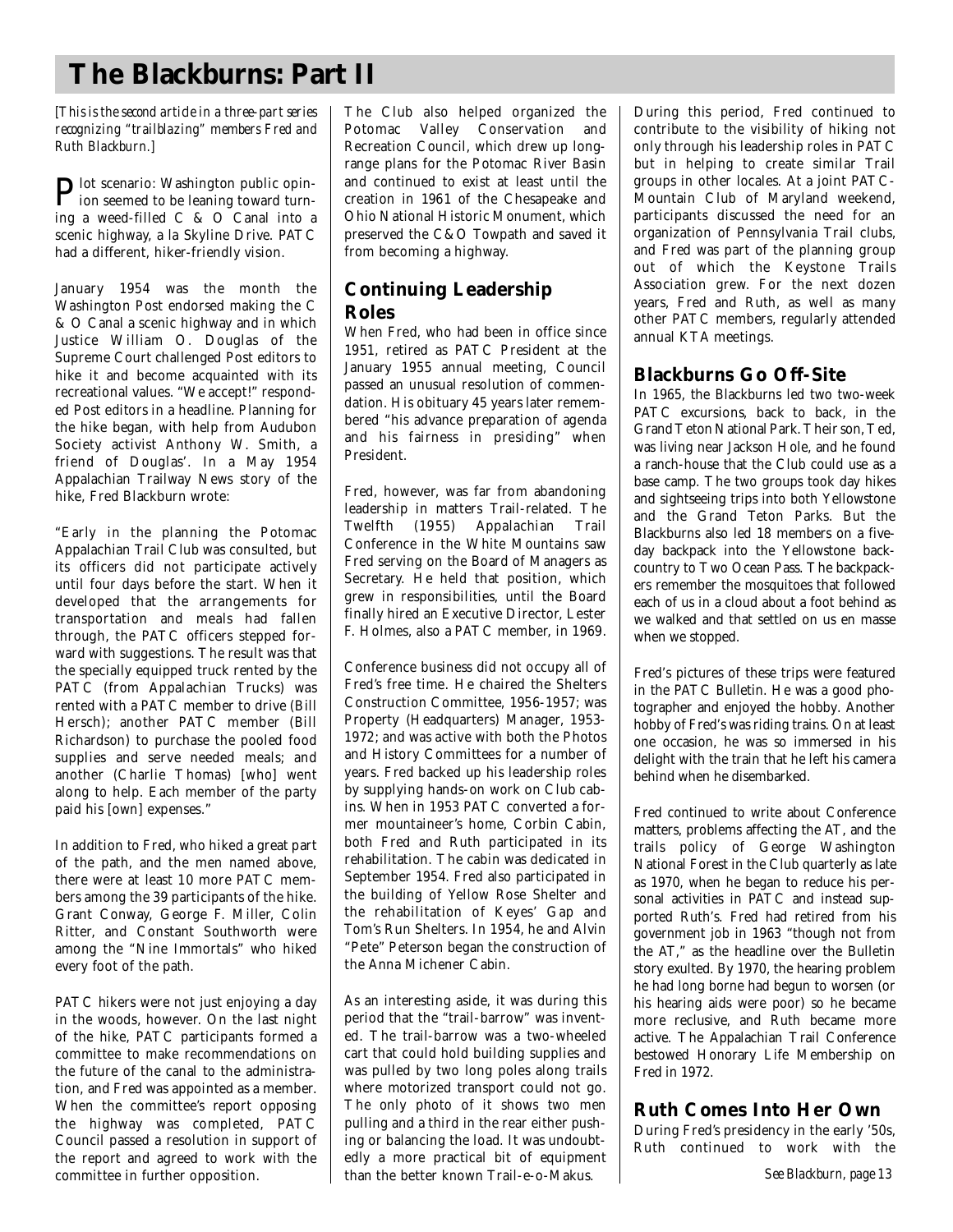# The Blackburns: Part II

*[This is the second article in a three-part series recognizing "trailblazing" members Fred and Ruth Blackburn.]*

Plot scenario: Washington public opinion seemed to be leaning toward turning a weed-filled C & O Canal into a scenic highway, a la Skyline Drive. PATC had a different, hiker-friendly vision.

January 1954 was the month the Washington Post endorsed making the C & O Canal a scenic highway and in which Justice William O. Douglas of the Supreme Court challenged Post editors to hike it and become acquainted with its recreational values. "We accept!" responded Post editors in a headline. Planning for the hike began, with help from Audubon Society activist Anthony W. Smith, a friend of Douglas'. In a May 1954 Appalachian Trailway News story of the hike, Fred Blackburn wrote:

"Early in the planning the Potomac Appalachian Trail Club was consulted, but its officers did not participate actively until four days before the start. When it developed that the arrangements for transportation and meals had fallen through, the PATC officers stepped forward with suggestions. The result was that the specially equipped truck rented by the PATC (from Appalachian Trucks) was rented with a PATC member to drive (Bill Hersch); another PATC member (Bill Richardson) to purchase the pooled food supplies and serve needed meals; and another (Charlie Thomas) [who] went along to help. Each member of the party paid his [own] expenses."

In addition to Fred, who hiked a great part of the path, and the men named above, there were at least 10 more PATC members among the 39 participants of the hike. Grant Conway, George F. Miller, Colin Ritter, and Constant Southworth were among the "Nine Immortals" who hiked every foot of the path.

PATC hikers were not just enjoying a day in the woods, however. On the last night of the hike, PATC participants formed a committee to make recommendations on the future of the canal to the administration, and Fred was appointed as a member. When the committee's report opposing the highway was completed, PATC Council passed a resolution in support of the report and agreed to work with the committee in further opposition.

The Club also helped organized the Potomac Valley Conservation and Recreation Council, which drew up long-range plans for the Potomac River Basin and continued to exist at least until the creation in 1961 of the Chesapeake and Ohio National Historic Monument, which preserved the C&O Towpath and saved it from becoming a highway.

## Continuing Leadership Roles

When Fred, who had been in office since 1951, retired as PATC President at the January 1955 annual meeting, Council passed an unusual resolution of commendation. His obituary 45 years later remembered "his advance preparation of agenda and his fairness in presiding" when President.

Fred, however, was far from abandoning leadership in matters Trail-related. The Twelfth (1955) Appalachian Trail Conference in the White Mountains saw Fred serving on the Board of Managers as Secretary. He held that position, which grew in responsibilities, until the Board finally hired an Executive Director, Lester F. Holmes, also a PATC member, in 1969.

Conference business did not occupy all of Fred's free time. He chaired the Shelters Construction Committee, 1956-1957; was Property (Headquarters) Manager, 1953-1972; and was active with both the Photos and History Committees for a number of years. Fred backed up his leadership roles by supplying hands-on work on Club cabins. When in 1953 PATC converted a former mountaineer's home, Corbin Cabin, both Fred and Ruth participated in its rehabilitation. The cabin was dedicated in September 1954. Fred also participated in the building of Yellow Rose Shelter and the rehabilitation of Keyes' Gap and Tom's Run Shelters. In 1954, he and Alvin "Pete" Peterson began the construction of the Anna Michener Cabin.

As an interesting aside, it was during this period that the "trail-barrow" was invented. The trail-barrow was a two-wheeled cart that could hold building supplies and was pulled by two long poles along trails where motorized transport could not go. The only photo of it shows two men pulling and a third in the rear either pushing or balancing the load. It was undoubtedly a more practical bit of equipment than the better known Trail-e-o-Makus.

During this period, Fred continued to contribute to the visibility of hiking not only through his leadership roles in PATC but in helping to create similar Trail groups in other locales. At a joint PATC-Mountain Club of Maryland weekend, participants discussed the need for an organization of Pennsylvania Trail clubs, and Fred was part of the planning group out of which the Keystone Trails Association grew. For the next dozen years, Fred and Ruth, as well as many other PATC members, regularly attended annual KTA meetings.

## Blackburns Go Off-Site

In 1965, the Blackburns led two two-week PATC excursions, back to back, in the Grand Teton National Park. Their son, Ted, was living near Jackson Hole, and he found a ranch-house that the Club could use as a base camp. The two groups took day hikes and sightseeing trips into both Yellowstone and the Grand Teton Parks. But the Blackburns also led 18 members on a five-day backpack into the Yellowstone backcountry to Two Ocean Pass. The backpackers remember the mosquitoes that followed each of us in a cloud about a foot behind as we walked and that settled on us en masse when we stopped.

Fred's pictures of these trips were featured in the PATC Bulletin. He was a good photographer and enjoyed the hobby. Another hobby of Fred's was riding trains. On at least one occasion, he was so immersed in his delight with the train that he left his camera behind when he disembarked.

Fred continued to write about Conference matters, problems affecting the AT, and the trails policy of George Washington National Forest in the Club quarterly as late as 1970, when he began to reduce his personal activities in PATC and instead supported Ruth's. Fred had retired from his government job in 1963 "though not from the AT," as the headline over the Bulletin story exulted. By 1970, the hearing problem he had long borne had begun to worsen (or his hearing aids were poor) so he became more reclusive, and Ruth became more active. The Appalachian Trail Conference bestowed Honorary Life Membership on Fred in 1972.

## Ruth Comes Into Her Own

During Fred's presidency in the early '50s, Ruth continued to work with the

*See Blackburn, page 13*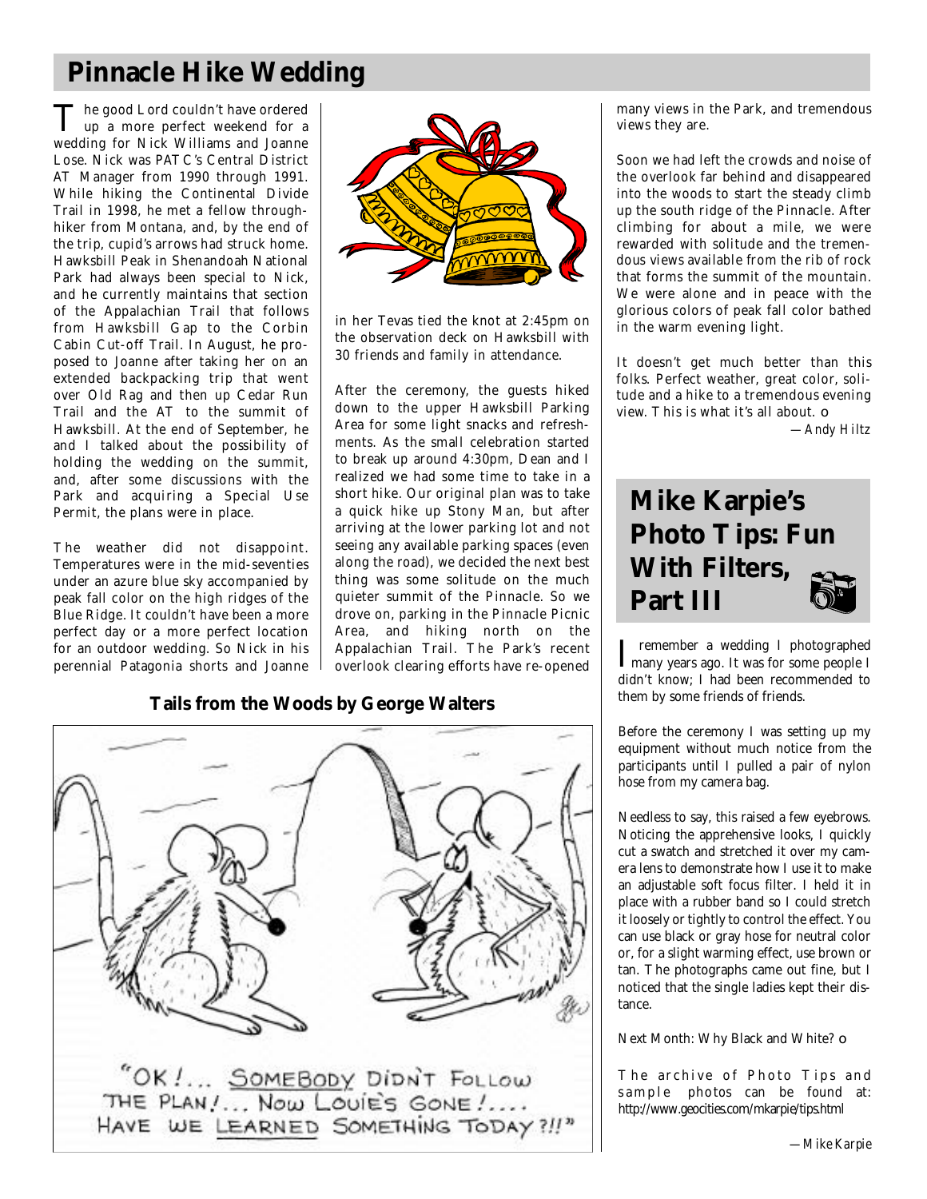# Pinnacle Hike Wedding

The good Lord couldn't have ordered up a more perfect weekend for a wedding for Nick Williams and Joanne Lose. Nick was PATC's Central District AT Manager from 1990 through 1991. While hiking the Continental Divide Trail in 1998, he met a fellow through-hiker from Montana, and, by the end of the trip, cupid's arrows had struck home. Hawksbill Peak in Shenandoah National Park had always been special to Nick, and he currently maintains that section of the Appalachian Trail that follows from Hawksbill Gap to the Corbin Cabin Cut-off Trail. In August, he proposed to Joanne after taking her on an extended backpacking trip that went over Old Rag and then up Cedar Run Trail and the AT to the summit of Hawksbill. At the end of September, he and I talked about the possibility of holding the wedding on the summit, and, after some discussions with the Park and acquiring a Special Use Permit, the plans were in place.

The weather did not disappoint. Temperatures were in the mid-seventies under an azure blue sky accompanied by peak fall color on the high ridges of the Blue Ridge. It couldn't have been a more perfect day or a more perfect location for an outdoor wedding. So Nick in his perennial Patagonia shorts and Joanne in her Tevas tied the knot at 2:45pm on the observation deck on Hawksbill with 30 friends and family in attendance.

After the ceremony, the guests hiked down to the upper Hawksbill Parking Area for some light snacks and refreshments. As the small celebration started to break up around 4:30pm, Dean and I realized we had some time to take in a short hike. Our original plan was to take a quick hike up Stony Man, but after arriving at the lower parking lot and not seeing any available parking spaces (even along the road), we decided the next best thing was some solitude on the much quieter summit of the Pinnacle. So we drove on, parking in the Pinnacle Picnic Area, and hiking north on the Appalachian Trail. The Park's recent overlook clearing efforts have re-opened many views in the Park, and tremendous views they are.

Soon we had left the crowds and noise of the overlook far behind and disappeared into the woods to start the steady climb up the south ridge of the Pinnacle. After climbing for about a mile, we were rewarded with solitude and the tremendous views available from the rib of rock that forms the summit of the mountain. We were alone and in peace with the glorious colors of peak fall color bathed in the warm evening light.

It doesn't get much better than this folks. Perfect weather, great color, solitude and a hike to a tremendous evening view. This is what it's all about. ❍

*—Andy Hiltz*

## Tails from the Woods by George Walters

"OK!... SOMEBODY DIDN'T FOLLOW THE PLAN!... NOW LOUIE'S GONE!.... HAVE WE LEARNED SOMETHING TODAY ?!!"

# Mike Karpie's Photo Tips: Fun With Filters, Part III

I remember a wedding I photographed many years ago. It was for some people I didn't know; I had been recommended to them by some friends of friends.

Before the ceremony I was setting up my equipment without much notice from the participants until I pulled a pair of nylon hose from my camera bag.

Needless to say, this raised a few eyebrows. Noticing the apprehensive looks, I quickly cut a swatch and stretched it over my camera lens to demonstrate how I use it to make an adjustable soft focus filter. I held it in place with a rubber band so I could stretch it loosely or tightly to control the effect. You can use black or gray hose for neutral color or, for a slight warming effect, use brown or tan. The photographs came out fine, but I noticed that the single ladies kept their distance.

Next Month: Why Black and White? ❍

The archive of Photo Tips and sample photos can be found at: http://www.geocities.com/mkarpie/tips.html

*—Mike Karpie*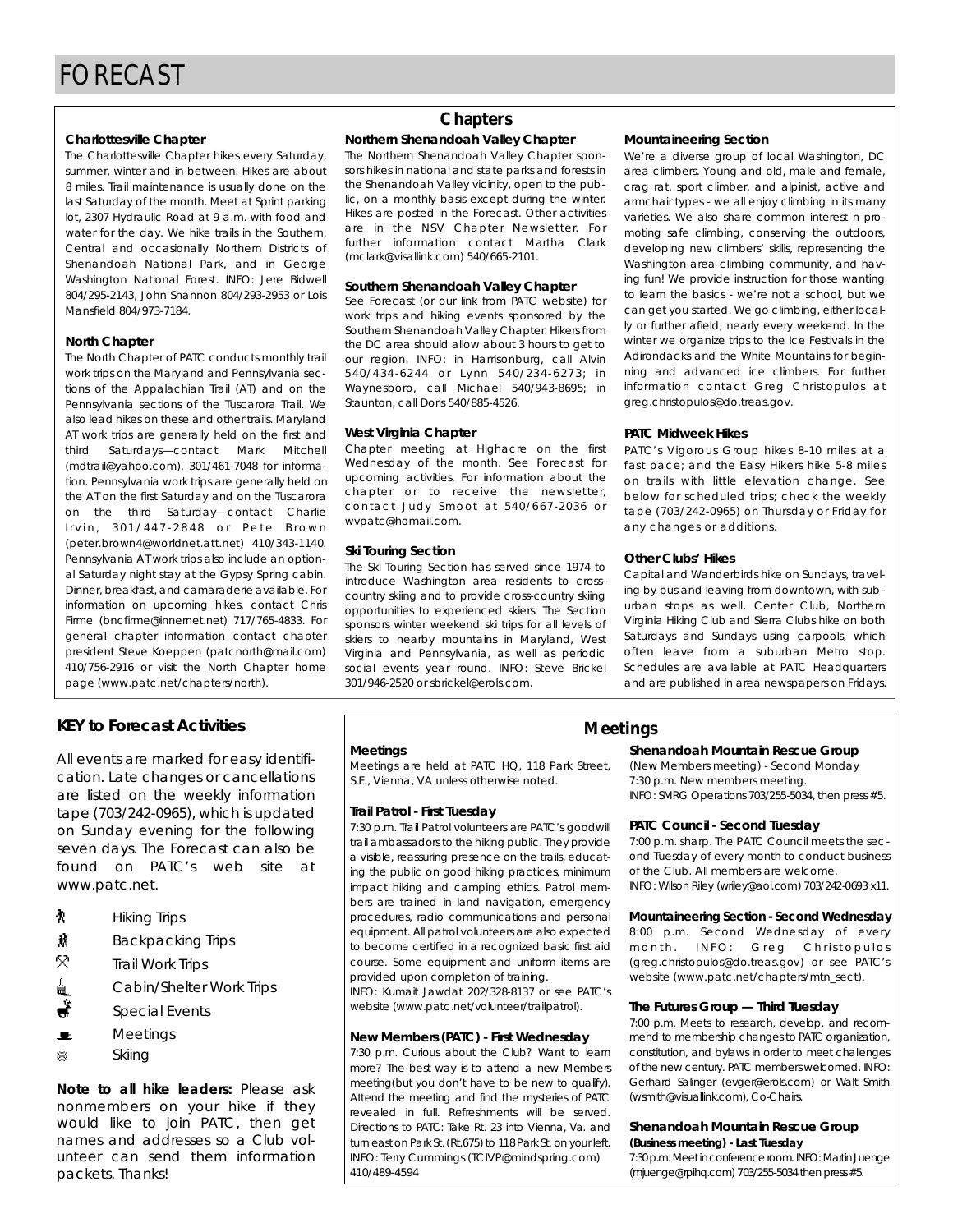# FORECAST

## Chapters

### Charlottesville Chapter

The Charlottesville Chapter hikes every Saturday, summer, winter and in between. Hikes are about 8 miles. Trail maintenance is usually done on the last Saturday of the month. Meet at Sprint parking lot, 2307 Hydraulic Road at 9 a.m. with food and water for the day. We hike trails in the Southern, Central and occasionally Northern Districts of Shenandoah National Park, and in George Washington National Forest. INFO: Jere Bidwell 804/295-2143, John Shannon 804/293-2953 or Lois Mansfield 804/973-7184.

### North Chapter

The North Chapter of PATC conducts monthly trail work trips on the Maryland and Pennsylvania sections of the Appalachian Trail (AT) and on the Pennsylvania sections of the Tuscarora Trail. We also lead hikes on these and other trails. Maryland AT work trips are generally held on the first and third Saturdays—contact Mark Mitchell (mdtrail@yahoo.com), 301/461-7048 for information. Pennsylvania work trips are generally held on the AT on the first Saturday and on the Tuscarora on the third Saturday—contact Charlie Irvin, 301/447-2848 or Pete Brown (peter.brown4@worldnet.att.net) 410/343-1140. Pennsylvania AT work trips also include an optional Saturday night stay at the Gypsy Spring cabin. Dinner, breakfast, and camaraderie available. For information on upcoming hikes, contact Chris Firme (bncfirme@innernet.net) 717/765-4833. For general chapter information contact chapter president Steve Koeppen (patcnorth@mail.com) 410/756-2916 or visit the North Chapter home page (www.patc.net/chapters/north).

### Northern Shenandoah Valley Chapter

The Northern Shenandoah Valley Chapter sponsors hikes in national and state parks and forests in the Shenandoah Valley vicinity, open to the public, on a monthly basis except during the winter. Hikes are posted in the Forecast. Other activities are in the NSV Chapter Newsletter. For further information contact Martha Clark (mclark@visallink.com) 540/665-2101.

### Southern Shenandoah Valley Chapter

See Forecast (or our link from PATC website) for work trips and hiking events sponsored by the Southern Shenandoah Valley Chapter. Hikers from the DC area should allow about 3 hours to get to our region. INFO: in Harrisonburg, call Alvin 540/434-6244 or Lynn 540/234-6273; in Waynesboro, call Michael 540/943-8695; in Staunton, call Doris 540/885-4526.

### West Virginia Chapter

Chapter meeting at Highacre on the first Wednesday of the month. See Forecast for upcoming activities. For information about the chapter or to receive the newsletter, contact Judy Smoot at 540/667-2036 or wvpatc@homail.com.

### Ski Touring Section

The Ski Touring Section has served since 1974 to introduce Washington area residents to cross-country skiing and to provide cross-country skiing opportunities to experienced skiers. The Section sponsors winter weekend ski trips for all levels of skiers to nearby mountains in Maryland, West Virginia and Pennsylvania, as well as periodic social events year round. INFO: Steve Brickel 301/946-2520 or sbrickel@erols.com.

### Mountaineering Section

We're a diverse group of local Washington, DC area climbers. Young and old, male and female, crag rat, sport climber, and alpinist, active and armchair types - we all enjoy climbing in its many varieties. We also share common interest n promoting safe climbing, conserving the outdoors, developing new climbers' skills, representing the Washington area climbing community, and having fun! We provide instruction for those wanting to learn the basics - we're not a school, but we can get you started. We go climbing, either locally or further afield, nearly every weekend. In the winter we organize trips to the Ice Festivals in the Adirondacks and the White Mountains for beginning and advanced ice climbers. For further information contact Greg Christopulos at greg.christopulos@do.treas.gov.

### PATC Midweek Hikes

PATC's Vigorous Group hikes 8-10 miles at a fast pace; and the Easy Hikers hike 5-8 miles on trails with little elevation change. See below for scheduled trips; check the weekly tape (703/242-0965) on Thursday or Friday for any changes or additions.

### Other Clubs' Hikes

Capital and Wanderbirds hike on Sundays, traveling by bus and leaving from downtown, with suburban stops as well. Center Club, Northern Virginia Hiking Club and Sierra Clubs hike on both Saturdays and Sundays using carpools, which often leave from a suburban Metro stop. Schedules are available at PATC Headquarters and are published in area newspapers on Fridays.

## KEY to Forecast Activities

All events are marked for easy identification. Late changes or cancellations are listed on the weekly information tape (703/242-0965), which is updated on Sunday evening for the following seven days. The Forecast can also be found on PATC's web site at www.patc.net.

- Hiking Trips
- Backpacking Trips
- Trail Work Trips
- Cabin/Shelter Work Trips
- Special Events
- Meetings
- Skiing

**Note to all hike leaders:** Please ask nonmembers on your hike if they would like to join PATC, then get names and addresses so a Club volunteer can send them information packets. Thanks!

## Meetings

### Meetings

Meetings are held at PATC HQ, 118 Park Street, S.E., Vienna, VA unless otherwise noted.

### Trail Patrol - First Tuesday

7:30 p.m. Trail Patrol volunteers are PATC's goodwill trail ambassadors to the hiking public. They provide a visible, reassuring presence on the trails, educating the public on good hiking practices, minimum impact hiking and camping ethics. Patrol members are trained in land navigation, emergency procedures, radio communications and personal equipment. All patrol volunteers are also expected to become certified in a recognized basic first aid course. Some equipment and uniform items are provided upon completion of training.
INFO: Kumait Jawdat 202/328-8137 or see PATC's website (www.patc.net/volunteer/trailpatrol).

### New Members (PATC) - First Wednesday

7:30 p.m. Curious about the Club? Want to learn more? The best way is to attend a new Members meeting(but you don't have to be new to qualify). Attend the meeting and find the mysteries of PATC revealed in full. Refreshments will be served. Directions to PATC: Take Rt. 23 into Vienna, Va. and turn east on Park St. (Rt.675) to 118 Park St. on your left. INFO: Terry Cummings (TCIVP@mindspring.com) 410/489-4594

### Shenandoah Mountain Rescue Group

(New Members meeting) - Second Monday
7:30 p.m. New members meeting.
INFO: SMRG Operations 703/255-5034, then press #5.

### PATC Council - Second Tuesday

7:00 p.m. sharp. The PATC Council meets the second Tuesday of every month to conduct business of the Club. All members are welcome.
INFO: Wilson Riley (wriley@aol.com) 703/242-0693 x11.

### Mountaineering Section - Second Wednesday

8:00 p.m. Second Wednesday of every month. INFO: Greg Christopulos (greg.christopulos@do.treas.gov) or see PATC's website (www.patc.net/chapters/mtn_sect).

### The Futures Group — Third Tuesday

7:00 p.m. Meets to research, develop, and recommend to membership changes to PATC organization, constitution, and bylaws in order to meet challenges of the new century. PATC members welcomed. INFO: Gerhard Salinger (evger@erols.com) or Walt Smith (wsmith@visuallink.com), Co-Chairs.

### Shenandoah Mountain Rescue Group

**(Business meeting) - Last Tuesday**

7:30 p.m. Meet in conference room. INFO: Martin Juenge (mjuenge@rpihq.com) 703/255-5034 then press #5.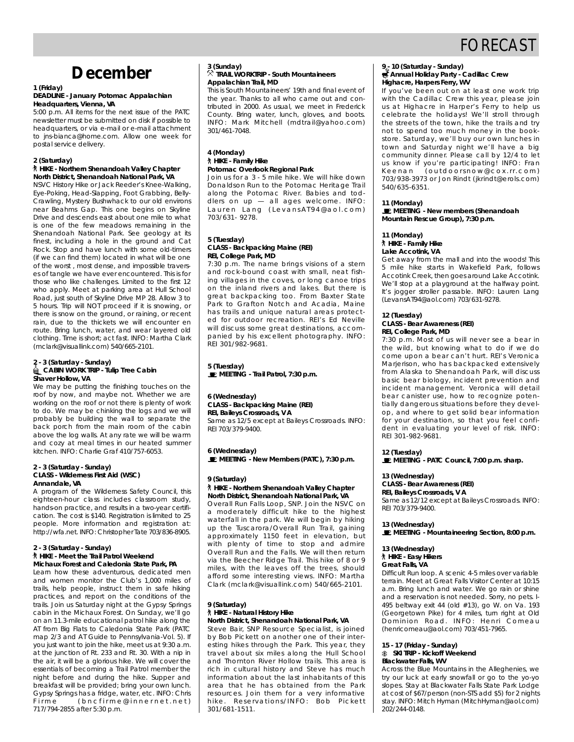# December

**1 (Friday)**
**DEADLINE - January Potomac Appalachian**
**Headquarters, Vienna, VA**
5:00 p.m. All items for the next issue of the PATC newsletter must be submitted on disk if possible to headquarters, or via e-mail or e-mail attachment to jns-bianca@home.com. Allow one week for postal service delivery.

**2 (Saturday)**
**HIKE - Northern Shenandoah Valley Chapter**
**North District, Shenandoah National Park, VA**
NSVC History Hike or Jack Reeder's Knee-Walking, Eye-Poking, Head-Slapping, Foot Grabbing, Belly-Crawling, Mystery Bushwhack to our old environs near Beahms Gap. This one begins on Skyline Drive and descends east about one mile to what is one of the few meadows remaining in the Shenandoah National Park. See geology at its finest, including a hole in the ground and Cat Rock. Stop and have lunch with some old-timers (if we can find them) located in what will be one of the worst , most dense, and impossible traverses of tangle we have ever encountered. This is for those who like challenges. Limited to the first 12 who apply. Meet at parking area at Hull School Road, just south of Skyline Drive MP 28. Allow 3 to 5 hours. Trip will NOT proceed if it is snowing, or there is snow on the ground, or raining, or recent rain, due to the thickets we will encounter en route. Bring lunch, water, and wear layered old clothing. Time is short; act fast. INFO: Martha Clark (mclark@visuallink.com) 540/665-2101.

**2 - 3 (Saturday - Sunday)**
**CABIN WORK TRIP - Tulip Tree Cabin**
**Shaver Hollow, VA**
We may be putting the finishing touches on the roof by now, and maybe not. Whether we are working on the roof or not there is plenty of work to do. We may be chinking the logs and we will probably be building the wall to separate the back porch from the main room of the cabin above the log walls. At any rate we will be warm and cozy at meal times in our heated summer kitchen. INFO: Charlie Graf 410/757-6053.

**2 - 3 (Saturday - Sunday)**
**CLASS - Wilderness First Aid (WSC)**
**Annandale, VA**
A program of the Wilderness Safety Council, this eighteen-hour class includes classroom study, hands-on practice, and results in a two-year certification. The cost is $140. Registration is limited to 25 people. More information and registration at: http://wfa.net. INFO: Christopher Tate 703/836-8905.

**2 - 3 (Saturday - Sunday)**
**HIKE - Meet the Trail Patrol Weekend**
**Michaux Forest and Caledonia State Park, PA**
Learn how these adventurous, dedicated men and women monitor the Club's 1,000 miles of trails, help people, instruct them in safe hiking practices, and report on the conditions of the trails. Join us Saturday night at the Gypsy Springs cabin in the Michaux Forest. On Sunday, we'll go on an 11.3-mile educational patrol hike along the AT from Big Flats to Caledonia State Park (PATC map 2/3 and AT Guide to Pennsylvania-Vol. 5). If you just want to join the hike, meet us at 9:30 a.m. at the junction of Rt. 233 and Rt. 30. With a nip in the air, it will be a glorious hike. We will cover the essentials of becoming a Trail Patrol member the night before and during the hike. Supper and breakfast will be provided; bring your own lunch. Gypsy Springs has a fridge, water, etc. INFO: Chris Firme (bncfirme@innernet.net) 717/794-2855 after 5:30 p.m.

**3 (Sunday)**
**TRAIL WORKTRIP - South Mountaineers**
**Appalachian Trail, MD**
This is South Mountaineers' 19th and final event of the year. Thanks to all who came out and contributed in 2000. As usual, we meet in Frederick County. Bring water, lunch, gloves, and boots. INFO: Mark Mitchell (mdtrail@yahoo.com) 301/461-7048.

**4 (Monday)**
**HIKE - Family Hike**
**Potomac Overlook Regional Park**
Join us for a 3 - 5 mile hike. We will hike down Donaldson Run to the Potomac Heritage Trail along the Potomac River. Babies and toddlers on up — all ages welcome. INFO: Lauren Lang (LevansAT94@aol.com) 703/631- 9278.

**5 (Tuesday)**
**CLASS - Backpacking Maine (REI)**
**REI, College Park, MD**
7:30 p.m. The name brings visions of a stern and rock-bound coast with small, neat fishing villages in the coves, or long canoe trips on the inland rivers and lakes. But there is great backpacking too. From Baxter State Park to Grafton Notch and Acadia, Maine has trails and unique natural areas protected for outdoor recreation. REI's Ed Neville will discuss some great destinations, accompanied by his excellent photography. INFO: REI 301/982-9681.

**5 (Tuesday)**
**MEETING - Trail Patrol, 7:30 p.m.**

**6 (Wednesday)**
**CLASS - Backpacking Maine (REI)**
**REI, Baileys Crossroads, VA**
Same as 12/5 except at Baileys Crossroads. INFO: REI 703/379-9400.

**6 (Wednesday)**
**MEETING - New Members (PATC), 7:30 p.m.**

**9 (Saturday)**
**HIKE - Northern Shenandoah Valley Chapter**
**North District, Shenandoah National Park, VA**
Overall Run Falls Loop, SNP. Join the NSVC on a moderately difficult hike to the highest waterfall in the park. We will begin by hiking up the Tuscarora/Overall Run Trail, gaining approximately 1150 feet in elevation, but with plenty of time to stop and admire Overall Run and the Falls. We will then return via the Beecher Ridge Trail. This hike of 8 or 9 miles, with the leaves off the trees, should afford some interesting views. INFO: Martha Clark (mclark@visuallink.com) 540/665-2101.

**9 (Saturday)**
**HIKE - Natural History Hike**
**North District, Shenandoah National Park, VA**
Steve Bair, SNP Resource Specialist, is joined by Bob Pickett on another one of their interesting hikes through the Park. This year, they travel about six miles along the Hull School and Thornton River Hollow trails. This area is rich in cultural history and Steve has much information about the last inhabitants of this area that he has obtained from the Park resources. Join them for a very informative hike. Reservations/INFO: Bob Pickett 301/681-1511.

**9 - 10 (Saturday - Sunday)**
**Annual Holiday Party - Cadillac Crew**
**Highacre, Harpers Ferry, WV**
If you've been out on at least one work trip with the Cadillac Crew this year, please join us at Highacre in Harper's Ferry to help us celebrate the holidays! We'll stroll through the streets of the town, hike the trails and try not to spend too much money in the bookstore. Saturday, we'll buy our own lunches in town and Saturday night we'll have a big community dinner. Please call by 12/4 to let us know if you're participating! INFO: Fran Keenan (outdoorsnow@cox.rr.com) 703/938-3973 or Jon Rindt (jkrindt@erols.com) 540/635-6351.

**11 (Monday)**
**MEETING - New members (Shenandoah Mountain Rescue Group), 7:30 p.m.**

**11 (Monday)**
**HIKE - Family Hike**
**Lake Accotink, VA**
Get away from the mall and into the woods! This 5 mile hike starts in Wakefield Park, follows Accotink Creek, then goes around Lake Accotink. We'll stop at a playground at the halfway point. It's jogger stroller passable. INFO: Lauren Lang (LevansAT94@aol.com) 703/631-9278.

**12 (Tuesday)**
**CLASS - Bear Awareness (REI)**
**REI, College Park, MD**
7:30 p.m. Most of us will never see a bear in the wild, but knowing what to do if we do come upon a bear can't hurt. REI's Veronica Marjerison, who has backpacked extensively from Alaska to Shenandoah Park, will discuss basic bear biology, incident prevention and incident management. Veronica will detail bear canister use, how to recognize potentially dangerous situations before they develop, and where to get solid bear information for your destination, so that you feel confident in evaluating your level of risk. INFO: REI 301-982-9681.

**12 (Tuesday)**
**MEETING - PATC Council, 7:00 p.m. sharp.**

**13 (Wednesday)**
**CLASS - Bear Awareness (REI)**
**REI, Baileys Crossroads, VA**
Same as 12/12 except at Baileys Crossroads. INFO: REI 703/379-9400.

**13 (Wednesday)**
**MEETING - Mountaineering Section, 8:00 p.m.**

**13 (Wednesday)**
**HIKE - Easy Hikers**
**Great Falls, VA**
Difficult Run loop. A scenic 4-5 miles over variable terrain. Meet at Great Falls Visitor Center at 10:15 a.m. Bring lunch and water. We go rain or shine and a reservation is not needed. Sorry, no pets. I-495 beltway exit 44 (old #13), go W. on Va. 193 (Georgetown Pike) for 4 miles, turn right at Old Dominion Road. INFO: Henri Comeau (henricomeau@aol.com) 703/451-7965.

**15 - 17 (Friday - Sunday)**
**SKI TRIP - Kickoff Weekend**
**Blackwater Falls, WV**
Across the Blue Mountains in the Alleghenies, we try our luck at early snowfall or go to the yo-yo slopes. Stay at Blackwater Falls State Park Lodge at cost of $67/person (non-STS add $5) for 2 nights stay. INFO: Mitch Hyman (MitchHyman@aol.com) 202/244-0148.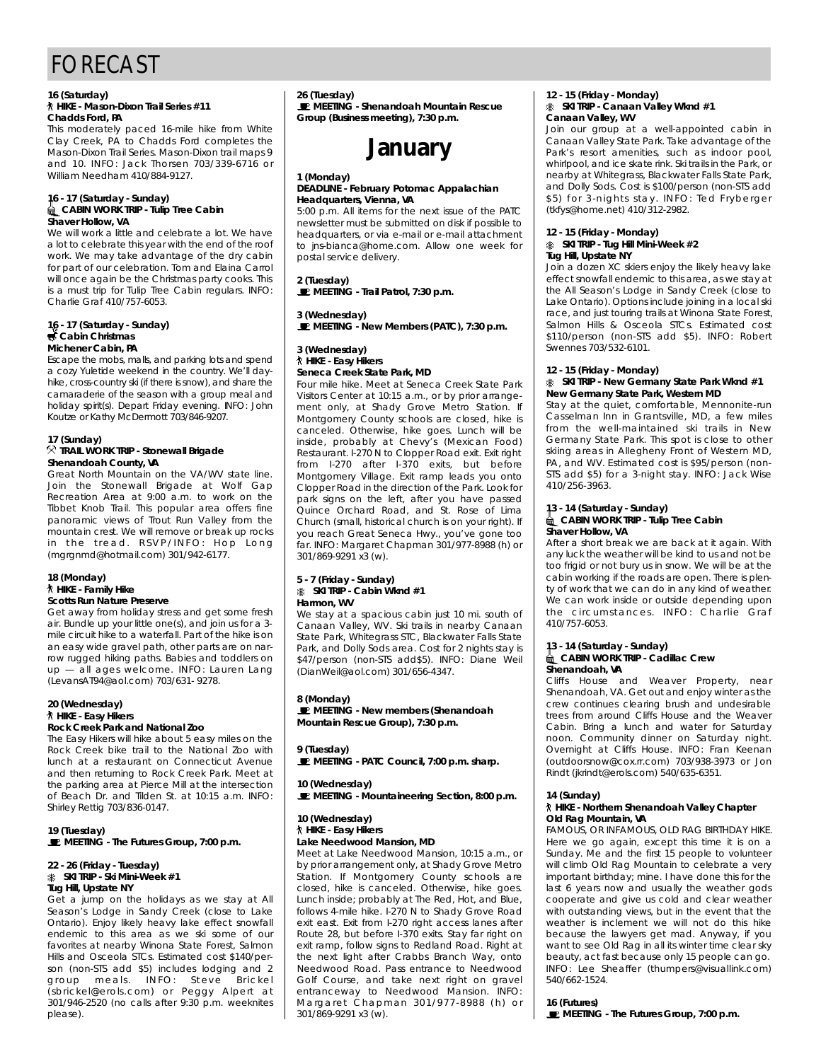# FORECAST

**16 (Saturday)**
**HIKE - Mason-Dixon Trail Series #11**
**Chadds Ford, PA**
This moderately paced 16-mile hike from White Clay Creek, PA to Chadds Ford completes the Mason-Dixon Trail Series. Mason-Dixon trail maps 9 and 10. INFO: Jack Thorsen 703/339-6716 or William Needham 410/884-9127.

**16 - 17 (Saturday - Sunday)**
**CABIN WORK TRIP - Tulip Tree Cabin**
**Shaver Hollow, VA**
We will work a little and celebrate a lot. We have a lot to celebrate this year with the end of the roof work. We may take advantage of the dry cabin for part of our celebration. Tom and Elaina Carrol will once again be the Christmas party cooks. This is a must trip for Tulip Tree Cabin regulars. INFO: Charlie Graf 410/757-6053.

**16 - 17 (Saturday - Sunday)**
**Cabin Christmas**
**Michener Cabin, PA**
Escape the mobs, malls, and parking lots and spend a cozy Yuletide weekend in the country. We'll day-hike, cross-country ski (if there is snow), and share the camaraderie of the season with a group meal and holiday spirit(s). Depart Friday evening. INFO: John Koutze or Kathy McDermott 703/846-9207.

**17 (Sunday)**
**TRAIL WORK TRIP - Stonewall Brigade**
**Shenandoah County, VA**
Great North Mountain on the VA/WV state line. Join the Stonewall Brigade at Wolf Gap Recreation Area at 9:00 a.m. to work on the Tibbet Knob Trail. This popular area offers fine panoramic views of Trout Run Valley from the mountain crest. We will remove or break up rocks in the tread. RSVP/INFO: Hop Long (mgrgnmd@hotmail.com) 301/942-6177.

**18 (Monday)**
**HIKE - Family Hike**
**Scotts Run Nature Preserve**
Get away from holiday stress and get some fresh air. Bundle up your little one(s), and join us for a 3-mile circuit hike to a waterfall. Part of the hike is on an easy wide gravel path, other parts are on narrow rugged hiking paths. Babies and toddlers on up — all ages welcome. INFO: Lauren Lang (LevansAT94@aol.com) 703/631- 9278.

**20 (Wednesday)**
**HIKE - Easy Hikers**
**Rock Creek Park and National Zoo**
The Easy Hikers will hike about 5 easy miles on the Rock Creek bike trail to the National Zoo with lunch at a restaurant on Connecticut Avenue and then returning to Rock Creek Park. Meet at the parking area at Pierce Mill at the intersection of Beach Dr. and Tilden St. at 10:15 a.m. INFO: Shirley Rettig 703/836-0147.

**19 (Tuesday)**
**MEETING - The Futures Group, 7:00 p.m.**

**22 - 26 (Friday - Tuesday)**
**SKI TRIP - Ski Mini-Week #1**
**Tug Hill, Upstate NY**
Get a jump on the holidays as we stay at All Season's Lodge in Sandy Creek (close to Lake Ontario). Enjoy likely heavy lake effect snowfall endemic to this area as we ski some of our favorites at nearby Winona State Forest, Salmon Hills and Osceola STCs. Estimated cost $140/person (non-STS add $5) includes lodging and 2 group meals. INFO: Steve Brickel (sbrickel@erols.com) or Peggy Alpert at 301/946-2520 (no calls after 9:30 p.m. weeknites please).

**26 (Tuesday)**
**MEETING - Shenandoah Mountain Rescue Group (Business meeting), 7:30 p.m.**

## January

**1 (Monday)**
**DEADLINE - February Potomac Appalachian**
**Headquarters, Vienna, VA**
5:00 p.m. All items for the next issue of the PATC newsletter must be submitted on disk if possible to headquarters, or via e-mail or e-mail attachment to jns-bianca@home.com. Allow one week for postal service delivery.

**2 (Tuesday)**
**MEETING - Trail Patrol, 7:30 p.m.**

**3 (Wednesday)**
**MEETING - New Members (PATC), 7:30 p.m.**

**3 (Wednesday)**
**HIKE - Easy Hikers**
**Seneca Creek State Park, MD**
Four mile hike. Meet at Seneca Creek State Park Visitors Center at 10:15 a.m., or by prior arrangement only, at Shady Grove Metro Station. If Montgomery County schools are closed, hike is canceled. Otherwise, hike goes. Lunch will be inside, probably at Chevy's (Mexican Food) Restaurant. I-270 N to Clopper Road exit. Exit right from I-270 after I-370 exits, but before Montgomery Village. Exit ramp leads you onto Clopper Road in the direction of the Park. Look for park signs on the left, after you have passed Quince Orchard Road, and St. Rose of Lima Church (small, historical church is on your right). If you reach Great Seneca Hwy., you've gone too far. INFO: Margaret Chapman 301/977-8988 (h) or 301/869-9291 x3 (w).

**5 - 7 (Friday - Sunday)**
**SKI TRIP - Cabin Wknd #1**
**Harmon, WV**
We stay at a spacious cabin just 10 mi. south of Canaan Valley, WV. Ski trails in nearby Canaan State Park, Whitegrass STC, Blackwater Falls State Park, and Dolly Sods area. Cost for 2 nights stay is $47/person (non-STS add$5). INFO: Diane Weil (DianWeil@aol.com) 301/656-4347.

**8 (Monday)**
**MEETING - New members (Shenandoah Mountain Rescue Group), 7:30 p.m.**

**9 (Tuesday)**
**MEETING - PATC Council, 7:00 p.m. sharp.**

**10 (Wednesday)**
**MEETING - Mountaineering Section, 8:00 p.m.**

**10 (Wednesday)**
**HIKE - Easy Hikers**
**Lake Needwood Mansion, MD**
Meet at Lake Needwood Mansion, 10:15 a.m., or by prior arrangement only, at Shady Grove Metro Station. If Montgomery County schools are closed, hike is canceled. Otherwise, hike goes. Lunch inside; probably at The Red, Hot, and Blue, follows 4-mile hike. I-270 N to Shady Grove Road exit east. Exit from I-270 right access lanes after Route 28, but before I-370 exits. Stay far right on exit ramp, follow signs to Redland Road. Right at the next light after Crabbs Branch Way, onto Needwood Road. Pass entrance to Needwood Golf Course, and take next right on gravel entranceway to Needwood Mansion. INFO: Margaret Chapman 301/977-8988 (h) or 301/869-9291 x3 (w).

**12 - 15 (Friday - Monday)**
**SKI TRIP - Canaan Valley Wknd #1**
**Canaan Valley, WV**
Join our group at a well-appointed cabin in Canaan Valley State Park. Take advantage of the Park's resort amenities, such as indoor pool, whirlpool, and ice skate rink. Ski trails in the Park, or nearby at Whitegrass, Blackwater Falls State Park, and Dolly Sods. Cost is $100/person (non-STS add $5) for 3-nights stay. INFO: Ted Fryberger (tkfys@home.net) 410/312-2982.

**12 - 15 (Friday - Monday)**
**SKI TRIP - Tug Hill Mini-Week #2**
**Tug Hill, Upstate NY**
Join a dozen XC skiers enjoy the likely heavy lake effect snowfall endemic to this area, as we stay at the All Season's Lodge in Sandy Creek (close to Lake Ontario). Options include joining in a local ski race, and just touring trails at Winona State Forest, Salmon Hills & Osceola STCs. Estimated cost $110/person (non-STS add $5). INFO: Robert Swennes 703/532-6101.

**12 - 15 (Friday - Monday)**
**SKI TRIP - New Germany State Park Wknd #1**
**New Germany State Park, Western MD**
Stay at the quiet, comfortable, Mennonite-run Casselman Inn in Grantsville, MD, a few miles from the well-maintained ski trails in New Germany State Park. This spot is close to other skiing areas in Allegheny Front of Western MD, PA, and WV. Estimated cost is $95/person (non-STS add $5) for a 3-night stay. INFO: Jack Wise 410/256-3963.

**13 - 14 (Saturday - Sunday)**
**CABIN WORK TRIP - Tulip Tree Cabin**
**Shaver Hollow, VA**
After a short break we are back at it again. With any luck the weather will be kind to us and not be too frigid or not bury us in snow. We will be at the cabin working if the roads are open. There is plenty of work that we can do in any kind of weather. We can work inside or outside depending upon the circumstances. INFO: Charlie Graf 410/757-6053.

**13 - 14 (Saturday - Sunday)**
**CABIN WORK TRIP - Cadillac Crew**
**Shenandoah, VA**
Cliffs House and Weaver Property, near Shenandoah, VA. Get out and enjoy winter as the crew continues clearing brush and undesirable trees from around Cliffs House and the Weaver Cabin. Bring a lunch and water for Saturday noon. Community dinner on Saturday night. Overnight at Cliffs House. INFO: Fran Keenan (outdoorsnow@cox.rr.com) 703/938-3973 or Jon Rindt (jkrindt@erols.com) 540/635-6351.

**14 (Sunday)**
**HIKE - Northern Shenandoah Valley Chapter**
**Old Rag Mountain, VA**
FAMOUS, OR INFAMOUS, OLD RAG BIRTHDAY HIKE. Here we go again, except this time it is on a Sunday. Me and the first 15 people to volunteer will climb Old Rag Mountain to celebrate a very important birthday; mine. I have done this for the last 6 years now and usually the weather gods cooperate and give us cold and clear weather with outstanding views, but in the event that the weather is inclement we will not do this hike because the lawyers get mad. Anyway, if you want to see Old Rag in all its winter time clear sky beauty, act fast because only 15 people can go. INFO: Lee Sheaffer (thumpers@visuallink.com) 540/662-1524.

**16 (Futures)**
**MEETING - The Futures Group, 7:00 p.m.**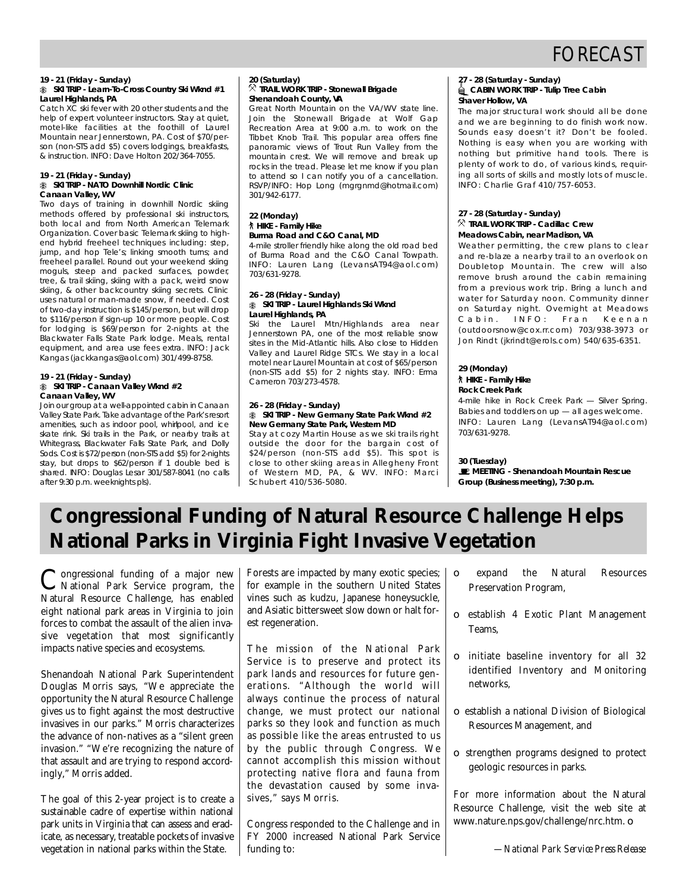# FORECAST

**19 - 21 (Friday - Sunday)**
**SKI TRIP - Learn-To-Cross Country Ski Wknd #1**
**Laurel Highlands, PA**
Catch XC ski fever with 20 other students and the help of expert volunteer instructors. Stay at quiet, motel-like facilities at the foothill of Laurel Mountain near Jennerstown, PA. Cost of $70/person (non-STS add $5) covers lodgings, breakfasts, & instruction. INFO: Dave Holton 202/364-7055.

**19 - 21 (Friday - Sunday)**
**SKI TRIP - NATO Downhill Nordic Clinic**
**Canaan Valley, WV**
Two days of training in downhill Nordic skiing methods offered by professional ski instructors, both local and from North American Telemark Organization. Cover basic Telemark skiing to high-end hybrid freeheel techniques including: step, jump, and hop Tele's; linking smooth turns; and freeheel parallel. Round out your weekend skiing moguls, steep and packed surfaces, powder, tree, & trail skiing, skiing with a pack, weird snow skiing, & other backcountry skiing secrets. Clinic uses natural or man-made snow, if needed. Cost of two-day instruction is $145/person, but will drop to $116/person if sign-up 10 or more people. Cost for lodging is $69/person for 2-nights at the Blackwater Falls State Park lodge. Meals, rental equipment, and area use fees extra. INFO: Jack Kangas (jackkangas@aol.com) 301/499-8758.

**19 - 21 (Friday - Sunday)**
**SKI TRIP - Canaan Valley Wknd #2**
**Canaan Valley, WV**
Join our group at a well-appointed cabin in Canaan Valley State Park. Take advantage of the Park's resort amenities, such as indoor pool, whirlpool, and ice skate rink. Ski trails in the Park, or nearby trails at Whitegrass, Blackwater Falls State Park, and Dolly Sods. Cost is $72/person (non-STS add $5) for 2-nights stay, but drops to $62/person if 1 double bed is shared. INFO: Douglas Lesar 301/587-8041 (no calls after 9:30 p.m. weeknights pls).

**20 (Saturday)**
**TRAIL WORK TRIP - Stonewall Brigade**
**Shenandoah County, VA**
Great North Mountain on the VA/WV state line. Join the Stonewall Brigade at Wolf Gap Recreation Area at 9:00 a.m. to work on the Tibbet Knob Trail. This popular area offers fine panoramic views of Trout Run Valley from the mountain crest. We will remove and break up rocks in the tread. Please let me know if you plan to attend so I can notify you of a cancellation. RSVP/INFO: Hop Long (mgrgnmd@hotmail.com) 301/942-6177.

**22 (Monday)**
**HIKE - Family Hike**
**Burma Road and C&O Canal, MD**
4-mile stroller friendly hike along the old road bed of Burma Road and the C&O Canal Towpath. INFO: Lauren Lang (LevansAT94@aol.com) 703/631-9278.

**26 - 28 (Friday - Sunday)**
**SKI TRIP - Laurel Highlands Ski Wknd**
**Laurel Highlands, PA**
Ski the Laurel Mtn/Highlands area near Jennerstown PA, one of the most reliable snow sites in the Mid-Atlantic hills. Also close to Hidden Valley and Laurel Ridge STCs. We stay in a local motel near Laurel Mountain at cost of $65/person (non-STS add $5) for 2 nights stay. INFO: Erma Cameron 703/273-4578.

**26 - 28 (Friday - Sunday)**
**SKI TRIP - New Germany State Park Wknd #2**
**New Germany State Park, Western MD**
Stay at cozy Martin House as we ski trails right outside the door for the bargain cost of $24/person (non-STS add $5). This spot is close to other skiing areas in Allegheny Front of Western MD, PA, & WV. INFO: Marci Schubert 410/536-5080.

**27 - 28 (Saturday - Sunday)**
**CABIN WORK TRIP - Tulip Tree Cabin**
**Shaver Hollow, VA**
The major structural work should all be done and we are beginning to do finish work now. Sounds easy doesn't it? Don't be fooled. Nothing is easy when you are working with nothing but primitive hand tools. There is plenty of work to do, of various kinds, requiring all sorts of skills and mostly lots of muscle. INFO: Charlie Graf 410/757-6053.

**27 - 28 (Saturday - Sunday)**
**TRAIL WORK TRIP - Cadillac Crew**
**Meadows Cabin, near Madison, VA**
Weather permitting, the crew plans to clear and re-blaze a nearby trail to an overlook on Doubletop Mountain. The crew will also remove brush around the cabin remaining from a previous work trip. Bring a lunch and water for Saturday noon. Community dinner on Saturday night. Overnight at Meadows Cabin. INFO: Fran Keenan (outdoorsnow@cox.rr.com) 703/938-3973 or Jon Rindt (jkrindt@erols.com) 540/635-6351.

**29 (Monday)**
**HIKE - Family Hike**
**Rock Creek Park**
4-mile hike in Rock Creek Park — Silver Spring. Babies and toddlers on up — all ages welcome. INFO: Lauren Lang (LevansAT94@aol.com) 703/631-9278.

**30 (Tuesday)**
**MEETING - Shenandoah Mountain Rescue Group (Business meeting), 7:30 p.m.**

# Congressional Funding of Natural Resource Challenge Helps National Parks in Virginia Fight Invasive Vegetation

Congressional funding of a major new National Park Service program, the Natural Resource Challenge, has enabled eight national park areas in Virginia to join forces to combat the assault of the alien invasive vegetation that most significantly impacts native species and ecosystems.

Shenandoah National Park Superintendent Douglas Morris says, "We appreciate the opportunity the Natural Resource Challenge gives us to fight against the most destructive invasives in our parks." Morris characterizes the advance of non-natives as a "silent green invasion." "We're recognizing the nature of that assault and are trying to respond accordingly," Morris added.

The goal of this 2-year project is to create a sustainable cadre of expertise within national park units in Virginia that can assess and eradicate, as necessary, treatable pockets of invasive vegetation in national parks within the State.

Forests are impacted by many exotic species; for example in the southern United States vines such as kudzu, Japanese honeysuckle, and Asiatic bittersweet slow down or halt forest regeneration.

The mission of the National Park Service is to preserve and protect its park lands and resources for future generations. "Although the world will always continue the process of natural change, we must protect our national parks so they look and function as much as possible like the areas entrusted to us by the public through Congress. We cannot accomplish this mission without protecting native flora and fauna from the devastation caused by some invasives," says Morris.

Congress responded to the Challenge and in FY 2000 increased National Park Service funding to:

- expand the Natural Resources Preservation Program,
- establish 4 Exotic Plant Management Teams,
- initiate baseline inventory for all 32 identified Inventory and Monitoring networks,
- establish a national Division of Biological Resources Management, and
- strengthen programs designed to protect geologic resources in parks.

For more information about the Natural Resource Challenge, visit the web site at www.nature.nps.gov/challenge/nrc.htm.

*—National Park Service Press Release*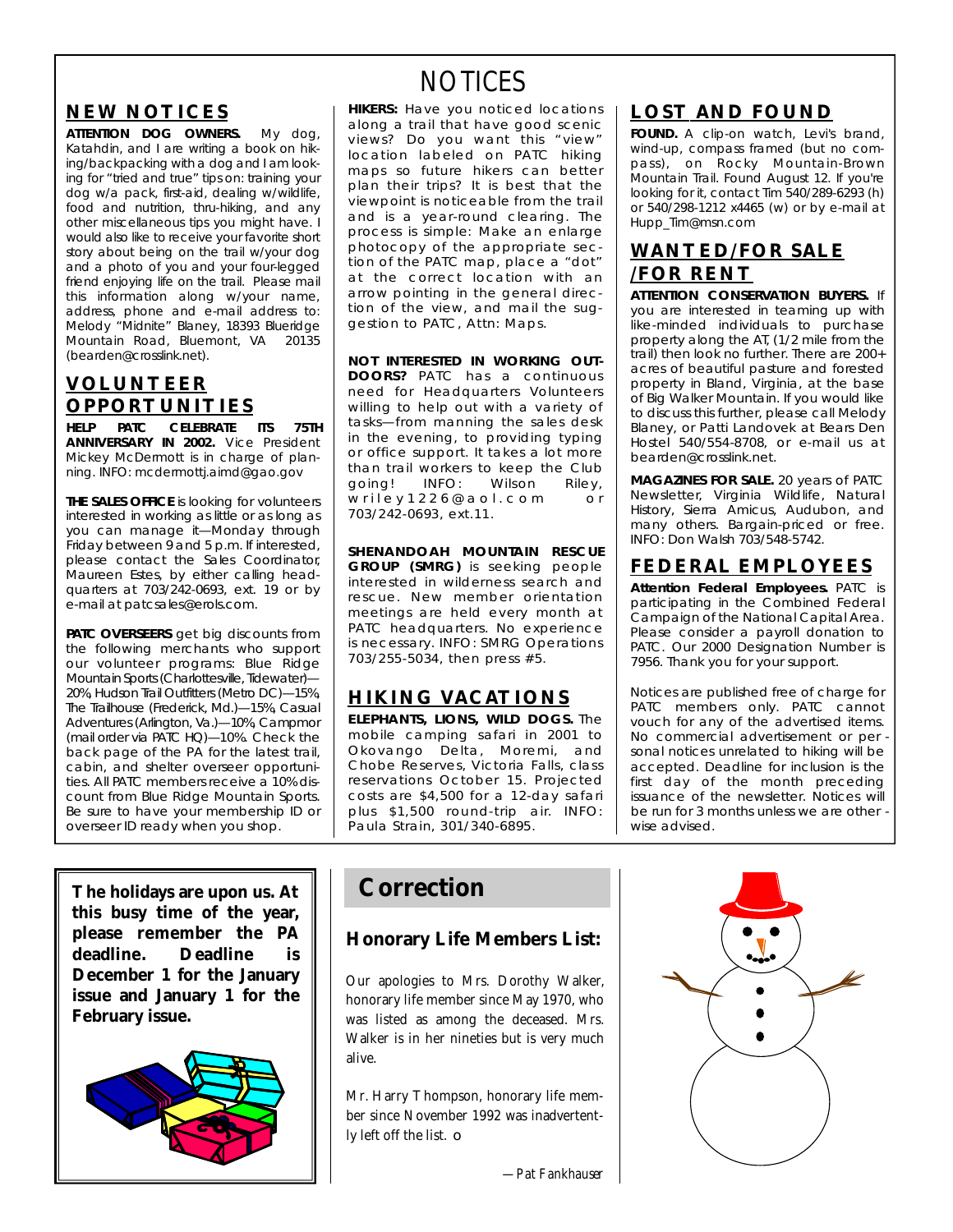# NOTICES

## NEW NOTICES

**ATTENTION DOG OWNERS.** My dog, Katahdin, and I are writing a book on hiking/backpacking with a dog and I am looking for "tried and true" tips on: training your dog w/a pack, first-aid, dealing w/wildlife, food and nutrition, thru-hiking, and any other miscellaneous tips you might have. I would also like to receive your favorite short story about being on the trail w/your dog and a photo of you and your four-legged friend enjoying life on the trail. Please mail this information along w/your name, address, phone and e-mail address to: Melody "Midnite" Blaney, 18393 Blueridge Mountain Road, Bluemont, VA 20135 (bearden@crosslink.net).

## VOLUNTEER OPPORTUNITIES

**HELP PATC CELEBRATE ITS 75TH ANNIVERSARY IN 2002.** Vice President Mickey McDermott is in charge of planning. INFO: mcdermottj.aimd@gao.gov

**THE SALES OFFICE** is looking for volunteers interested in working as little or as long as you can manage it—Monday through Friday between 9 and 5 p.m. If interested, please contact the Sales Coordinator, Maureen Estes, by either calling headquarters at 703/242-0693, ext. 19 or by e-mail at patcsales@erols.com.

**PATC OVERSEERS** get big discounts from the following merchants who support our volunteer programs: Blue Ridge Mountain Sports (Charlottesville, Tidewater)—20%, Hudson Trail Outfitters (Metro DC)—15%, The Trailhouse (Frederick, Md.)—15%, Casual Adventures (Arlington, Va.)—10%, Campmor (mail order via PATC HQ)—10%. Check the back page of the PA for the latest trail, cabin, and shelter overseer opportunities. All PATC members receive a 10% discount from Blue Ridge Mountain Sports. Be sure to have your membership ID or overseer ID ready when you shop.

**HIKERS:** Have you noticed locations along a trail that have good scenic views? Do you want this "view" location labeled on PATC hiking maps so future hikers can better plan their trips? It is best that the viewpoint is noticeable from the trail and is a year-round clearing. The process is simple: Make an enlarge photocopy of the appropriate section of the PATC map, place a "dot" at the correct location with an arrow pointing in the general direction of the view, and mail the suggestion to PATC, Attn: Maps.

**NOT INTERESTED IN WORKING OUTDOORS?** PATC has a continuous need for Headquarters Volunteers willing to help out with a variety of tasks—from manning the sales desk in the evening, to providing typing or office support. It takes a lot more than trail workers to keep the Club going! INFO: Wilson Riley, wriley1226@aol.com or 703/242-0693, ext.11.

**SHENANDOAH MOUNTAIN RESCUE GROUP (SMRG)** is seeking people interested in wilderness search and rescue. New member orientation meetings are held every month at PATC headquarters. No experience is necessary. INFO: SMRG Operations 703/255-5034, then press #5.

## HIKING VACATIONS

**ELEPHANTS, LIONS, WILD DOGS.** The mobile camping safari in 2001 to Okovango Delta, Moremi, and Chobe Reserves, Victoria Falls, class reservations October 15. Projected costs are $4,500 for a 12-day safari plus $1,500 round-trip air. INFO: Paula Strain, 301/340-6895.

## LOST AND FOUND

**FOUND.** A clip-on watch, Levi's brand, wind-up, compass framed (but no compass), on Rocky Mountain-Brown Mountain Trail. Found August 12. If you're looking for it, contact Tim 540/289-6293 (h) or 540/298-1212 x4465 (w) or by e-mail at Hupp_Tim@msn.com

## WANTED/FOR SALE/FOR RENT

**ATTENTION CONSERVATION BUYERS.** If you are interested in teaming up with like-minded individuals to purchase property along the AT, (1/2 mile from the trail) then look no further. There are 200+ acres of beautiful pasture and forested property in Bland, Virginia, at the base of Big Walker Mountain. If you would like to discuss this further, please call Melody Blaney, or Patti Landovek at Bears Den Hostel 540/554-8708, or e-mail us at bearden@crosslink.net.

**MAGAZINES FOR SALE.** 20 years of PATC Newsletter, Virginia Wildlife, Natural History, Sierra Amicus, Audubon, and many others. Bargain-priced or free. INFO: Don Walsh 703/548-5742.

## FEDERAL EMPLOYEES

**Attention Federal Employees.** PATC is participating in the Combined Federal Campaign of the National Capital Area. Please consider a payroll donation to PATC. Our 2000 Designation Number is 7956. Thank you for your support.

Notices are published free of charge for PATC members only. PATC cannot vouch for any of the advertised items. No commercial advertisement or personal notices unrelated to hiking will be accepted. Deadline for inclusion is the first day of the month preceding issuance of the newsletter. Notices will be run for 3 months unless we are otherwise advised.

---

**The holidays are upon us. At this busy time of the year, please remember the PA deadline. Deadline is December 1 for the January issue and January 1 for the February issue.**

---

# Correction

## Honorary Life Members List:

Our apologies to Mrs. Dorothy Walker, honorary life member since May 1970, who was listed as among the deceased. Mrs. Walker is in her nineties but is very much alive.

Mr. Harry Thompson, honorary life member since November 1992 was inadvertently left off the list.

*—Pat Fankhauser*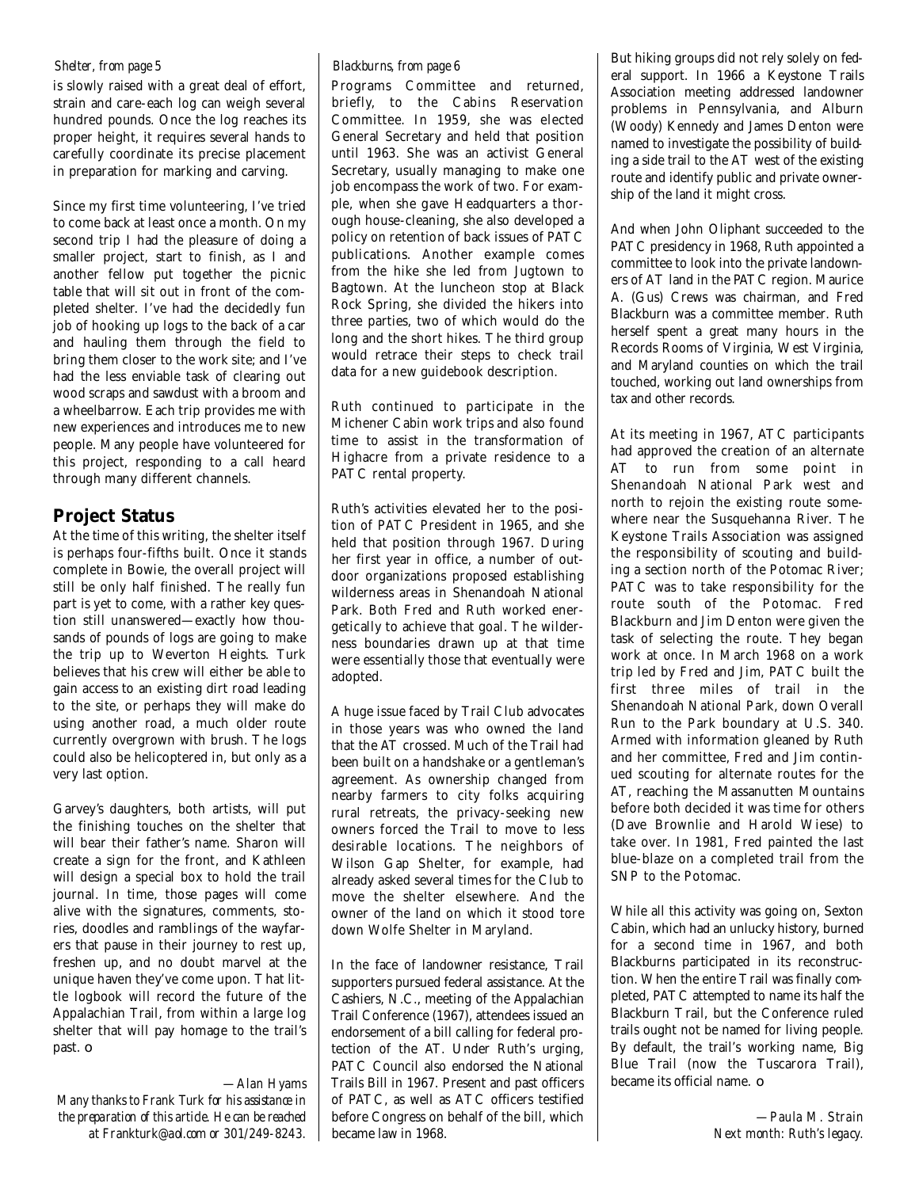*Shelter, from page 5*

is slowly raised with a great deal of effort, strain and care-each log can weigh several hundred pounds. Once the log reaches its proper height, it requires several hands to carefully coordinate its precise placement in preparation for marking and carving.

Since my first time volunteering, I've tried to come back at least once a month. On my second trip I had the pleasure of doing a smaller project, start to finish, as I and another fellow put together the picnic table that will sit out in front of the completed shelter. I've had the decidedly fun job of hooking up logs to the back of a car and hauling them through the field to bring them closer to the work site; and I've had the less enviable task of clearing out wood scraps and sawdust with a broom and a wheelbarrow. Each trip provides me with new experiences and introduces me to new people. Many people have volunteered for this project, responding to a call heard through many different channels.

## Project Status

At the time of this writing, the shelter itself is perhaps four-fifths built. Once it stands complete in Bowie, the overall project will still be only half finished. The really fun part is yet to come, with a rather key question still unanswered—exactly how thousands of pounds of logs are going to make the trip up to Weverton Heights. Turk believes that his crew will either be able to gain access to an existing dirt road leading to the site, or perhaps they will make do using another road, a much older route currently overgrown with brush. The logs could also be helicoptered in, but only as a very last option.

Garvey's daughters, both artists, will put the finishing touches on the shelter that will bear their father's name. Sharon will create a sign for the front, and Kathleen will design a special box to hold the trail journal. In time, those pages will come alive with the signatures, comments, stories, doodles and ramblings of the wayfarers that pause in their journey to rest up, freshen up, and no doubt marvel at the unique haven they've come upon. That little logbook will record the future of the Appalachian Trail, from within a large log shelter that will pay homage to the trail's past. o

*—Alan Hyams*

*Many thanks to Frank Turk for his assistance in the preparation of this article. He can be reached at Frankturk@aol.com or 301/249-8243.*

*Blackburns, from page 6*

Programs Committee and returned, briefly, to the Cabins Reservation Committee. In 1959, she was elected General Secretary and held that position until 1963. She was an activist General Secretary, usually managing to make one job encompass the work of two. For example, when she gave Headquarters a thorough house-cleaning, she also developed a policy on retention of back issues of PATC publications. Another example comes from the hike she led from Jugtown to Bagtown. At the luncheon stop at Black Rock Spring, she divided the hikers into three parties, two of which would do the long and the short hikes. The third group would retrace their steps to check trail data for a new guidebook description.

Ruth continued to participate in the Michener Cabin work trips and also found time to assist in the transformation of Highacre from a private residence to a PATC rental property.

Ruth's activities elevated her to the position of PATC President in 1965, and she held that position through 1967. During her first year in office, a number of outdoor organizations proposed establishing wilderness areas in Shenandoah National Park. Both Fred and Ruth worked energetically to achieve that goal. The wilderness boundaries drawn up at that time were essentially those that eventually were adopted.

A huge issue faced by Trail Club advocates in those years was who owned the land that the AT crossed. Much of the Trail had been built on a handshake or a gentleman's agreement. As ownership changed from nearby farmers to city folks acquiring rural retreats, the privacy-seeking new owners forced the Trail to move to less desirable locations. The neighbors of Wilson Gap Shelter, for example, had already asked several times for the Club to move the shelter elsewhere. And the owner of the land on which it stood tore down Wolfe Shelter in Maryland.

In the face of landowner resistance, Trail supporters pursued federal assistance. At the Cashiers, N.C., meeting of the Appalachian Trail Conference (1967), attendees issued an endorsement of a bill calling for federal protection of the AT. Under Ruth's urging, PATC Council also endorsed the National Trails Bill in 1967. Present and past officers of PATC, as well as ATC officers testified before Congress on behalf of the bill, which became law in 1968.

But hiking groups did not rely solely on federal support. In 1966 a Keystone Trails Association meeting addressed landowner problems in Pennsylvania, and Alburn (Woody) Kennedy and James Denton were named to investigate the possibility of building a side trail to the AT west of the existing route and identify public and private ownership of the land it might cross.

And when John Oliphant succeeded to the PATC presidency in 1968, Ruth appointed a committee to look into the private landowners of AT land in the PATC region. Maurice A. (Gus) Crews was chairman, and Fred Blackburn was a committee member. Ruth herself spent a great many hours in the Records Rooms of Virginia, West Virginia, and Maryland counties on which the trail touched, working out land ownerships from tax and other records.

At its meeting in 1967, ATC participants had approved the creation of an alternate AT to run from some point in Shenandoah National Park west and north to rejoin the existing route somewhere near the Susquehanna River. The Keystone Trails Association was assigned the responsibility of scouting and building a section north of the Potomac River; PATC was to take responsibility for the route south of the Potomac. Fred Blackburn and Jim Denton were given the task of selecting the route. They began work at once. In March 1968 on a work trip led by Fred and Jim, PATC built the first three miles of trail in the Shenandoah National Park, down Overall Run to the Park boundary at U.S. 340. Armed with information gleaned by Ruth and her committee, Fred and Jim continued scouting for alternate routes for the AT, reaching the Massanutten Mountains before both decided it was time for others (Dave Brownlie and Harold Wiese) to take over. In 1981, Fred painted the last blue-blaze on a completed trail from the SNP to the Potomac.

While all this activity was going on, Sexton Cabin, which had an unlucky history, burned for a second time in 1967, and both Blackburns participated in its reconstruction. When the entire Trail was finally completed, PATC attempted to name its half the Blackburn Trail, but the Conference ruled trails ought not be named for living people. By default, the trail's working name, Big Blue Trail (now the Tuscarora Trail), became its official name. o

*—Paula M. Strain*

*Next month: Ruth's legacy.*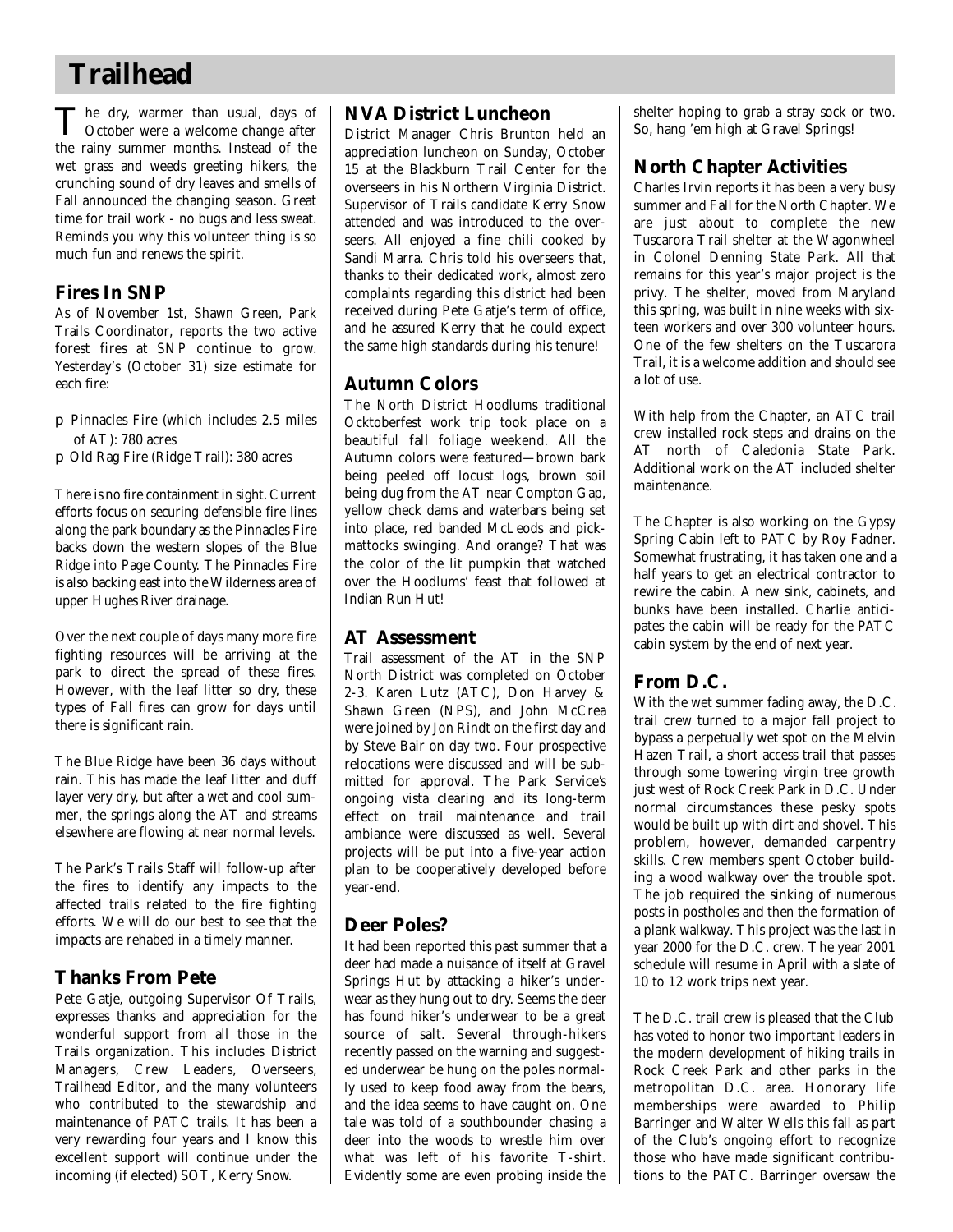# Trailhead

The dry, warmer than usual, days of October were a welcome change after the rainy summer months. Instead of the wet grass and weeds greeting hikers, the crunching sound of dry leaves and smells of Fall announced the changing season. Great time for trail work - no bugs and less sweat. Reminds you why this volunteer thing is so much fun and renews the spirit.

## Fires In SNP

As of November 1st, Shawn Green, Park Trails Coordinator, reports the two active forest fires at SNP continue to grow. Yesterday's (October 31) size estimate for each fire:

- Pinnacles Fire (which includes 2.5 miles of AT): 780 acres
- Old Rag Fire (Ridge Trail): 380 acres

There is no fire containment in sight. Current efforts focus on securing defensible fire lines along the park boundary as the Pinnacles Fire backs down the western slopes of the Blue Ridge into Page County. The Pinnacles Fire is also backing east into the Wilderness area of upper Hughes River drainage.

Over the next couple of days many more fire fighting resources will be arriving at the park to direct the spread of these fires. However, with the leaf litter so dry, these types of Fall fires can grow for days until there is significant rain.

The Blue Ridge have been 36 days without rain. This has made the leaf litter and duff layer very dry, but after a wet and cool summer, the springs along the AT and streams elsewhere are flowing at near normal levels.

The Park's Trails Staff will follow-up after the fires to identify any impacts to the affected trails related to the fire fighting efforts. We will do our best to see that the impacts are rehabed in a timely manner.

## Thanks From Pete

Pete Gatje, outgoing Supervisor Of Trails, expresses thanks and appreciation for the wonderful support from all those in the Trails organization. This includes District Managers, Crew Leaders, Overseers, Trailhead Editor, and the many volunteers who contributed to the stewardship and maintenance of PATC trails. It has been a very rewarding four years and I know this excellent support will continue under the incoming (if elected) SOT, Kerry Snow.

## NVA District Luncheon

District Manager Chris Brunton held an appreciation luncheon on Sunday, October 15 at the Blackburn Trail Center for the overseers in his Northern Virginia District. Supervisor of Trails candidate Kerry Snow attended and was introduced to the overseers. All enjoyed a fine chili cooked by Sandi Marra. Chris told his overseers that, thanks to their dedicated work, almost zero complaints regarding this district had been received during Pete Gatje's term of office, and he assured Kerry that he could expect the same high standards during his tenure!

## Autumn Colors

The North District Hoodlums traditional Ocktoberfest work trip took place on a beautiful fall foliage weekend. All the Autumn colors were featured—brown bark being peeled off locust logs, brown soil being dug from the AT near Compton Gap, yellow check dams and waterbars being set into place, red banded McLeods and pick-mattocks swinging. And orange? That was the color of the lit pumpkin that watched over the Hoodlums' feast that followed at Indian Run Hut!

## AT Assessment

Trail assessment of the AT in the SNP North District was completed on October 2-3. Karen Lutz (ATC), Don Harvey & Shawn Green (NPS), and John McCrea were joined by Jon Rindt on the first day and by Steve Bair on day two. Four prospective relocations were discussed and will be submitted for approval. The Park Service's ongoing vista clearing and its long-term effect on trail maintenance and trail ambiance were discussed as well. Several projects will be put into a five-year action plan to be cooperatively developed before year-end.

## Deer Poles?

It had been reported this past summer that a deer had made a nuisance of itself at Gravel Springs Hut by attacking a hiker's underwear as they hung out to dry. Seems the deer has found hiker's underwear to be a great source of salt. Several through-hikers recently passed on the warning and suggested underwear be hung on the poles normally used to keep food away from the bears, and the idea seems to have caught on. One tale was told of a southbounder chasing a deer into the woods to wrestle him over what was left of his favorite T-shirt. Evidently some are even probing inside the shelter hoping to grab a stray sock or two. So, hang 'em high at Gravel Springs!

## North Chapter Activities

Charles Irvin reports it has been a very busy summer and Fall for the North Chapter. We are just about to complete the new Tuscarora Trail shelter at the Wagonwheel in Colonel Denning State Park. All that remains for this year's major project is the privy. The shelter, moved from Maryland this spring, was built in nine weeks with sixteen workers and over 300 volunteer hours. One of the few shelters on the Tuscarora Trail, it is a welcome addition and should see a lot of use.

With help from the Chapter, an ATC trail crew installed rock steps and drains on the AT north of Caledonia State Park. Additional work on the AT included shelter maintenance.

The Chapter is also working on the Gypsy Spring Cabin left to PATC by Roy Fadner. Somewhat frustrating, it has taken one and a half years to get an electrical contractor to rewire the cabin. A new sink, cabinets, and bunks have been installed. Charlie anticipates the cabin will be ready for the PATC cabin system by the end of next year.

## From D.C.

With the wet summer fading away, the D.C. trail crew turned to a major fall project to bypass a perpetually wet spot on the Melvin Hazen Trail, a short access trail that passes through some towering virgin tree growth just west of Rock Creek Park in D.C. Under normal circumstances these pesky spots would be built up with dirt and shovel. This problem, however, demanded carpentry skills. Crew members spent October building a wood walkway over the trouble spot. The job required the sinking of numerous posts in postholes and then the formation of a plank walkway. This project was the last in year 2000 for the D.C. crew. The year 2001 schedule will resume in April with a slate of 10 to 12 work trips next year.

The D.C. trail crew is pleased that the Club has voted to honor two important leaders in the modern development of hiking trails in Rock Creek Park and other parks in the metropolitan D.C. area. Honorary life memberships were awarded to Philip Barringer and Walter Wells this fall as part of the Club's ongoing effort to recognize those who have made significant contributions to the PATC. Barringer oversaw the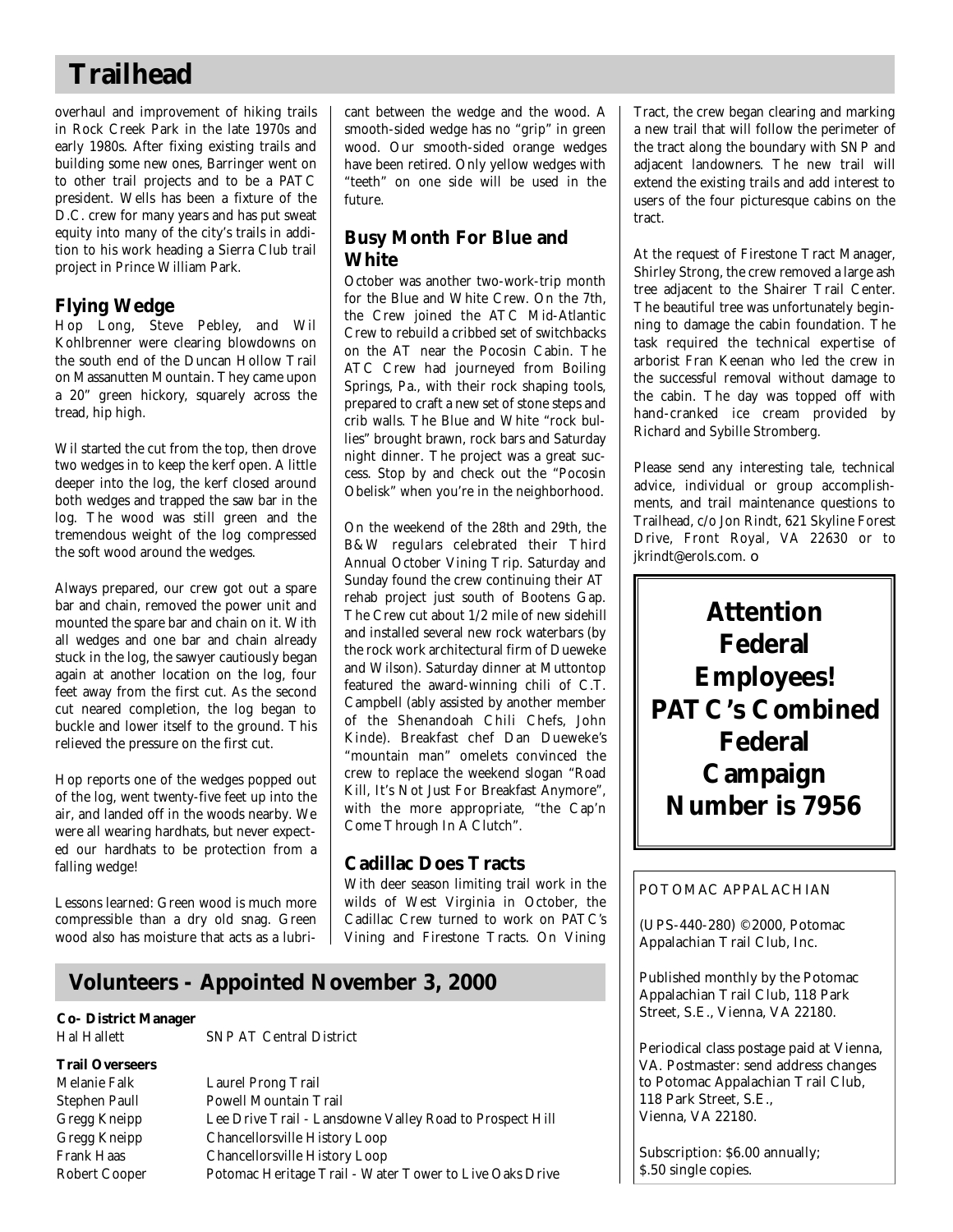# Trailhead

overhaul and improvement of hiking trails in Rock Creek Park in the late 1970s and early 1980s. After fixing existing trails and building some new ones, Barringer went on to other trail projects and to be a PATC president. Wells has been a fixture of the D.C. crew for many years and has put sweat equity into many of the city's trails in addition to his work heading a Sierra Club trail project in Prince William Park.

## Flying Wedge

Hop Long, Steve Pebley, and Wil Kohlbrenner were clearing blowdowns on the south end of the Duncan Hollow Trail on Massanutten Mountain. They came upon a 20" green hickory, squarely across the tread, hip high.

Wil started the cut from the top, then drove two wedges in to keep the kerf open. A little deeper into the log, the kerf closed around both wedges and trapped the saw bar in the log. The wood was still green and the tremendous weight of the log compressed the soft wood around the wedges.

Always prepared, our crew got out a spare bar and chain, removed the power unit and mounted the spare bar and chain on it. With all wedges and one bar and chain already stuck in the log, the sawyer cautiously began again at another location on the log, four feet away from the first cut. As the second cut neared completion, the log began to buckle and lower itself to the ground. This relieved the pressure on the first cut.

Hop reports one of the wedges popped out of the log, went twenty-five feet up into the air, and landed off in the woods nearby. We were all wearing hardhats, but never expected our hardhats to be protection from a falling wedge!

Lessons learned: Green wood is much more compressible than a dry old snag. Green wood also has moisture that acts as a lubricant between the wedge and the wood. A smooth-sided wedge has no "grip" in green wood. Our smooth-sided orange wedges have been retired. Only yellow wedges with "teeth" on one side will be used in the future.

## Busy Month For Blue and White

October was another two-work-trip month for the Blue and White Crew. On the 7th, the Crew joined the ATC Mid-Atlantic Crew to rebuild a cribbed set of switchbacks on the AT near the Pocosin Cabin. The ATC Crew had journeyed from Boiling Springs, Pa., with their rock shaping tools, prepared to craft a new set of stone steps and crib walls. The Blue and White "rock bullies" brought brawn, rock bars and Saturday night dinner. The project was a great success. Stop by and check out the "Pocosin Obelisk" when you're in the neighborhood.

On the weekend of the 28th and 29th, the B&W regulars celebrated their Third Annual October Vining Trip. Saturday and Sunday found the crew continuing their AT rehab project just south of Bootens Gap. The Crew cut about 1/2 mile of new sidehill and installed several new rock waterbars (by the rock work architectural firm of Dueweke and Wilson). Saturday dinner at Muttontop featured the award-winning chili of C.T. Campbell (ably assisted by another member of the Shenandoah Chili Chefs, John Kinde). Breakfast chef Dan Dueweke's "mountain man" omelets convinced the crew to replace the weekend slogan "Road Kill, It's Not Just For Breakfast Anymore", with the more appropriate, "the Cap'n Come Through In A Clutch".

## Cadillac Does Tracts

With deer season limiting trail work in the wilds of West Virginia in October, the Cadillac Crew turned to work on PATC's Vining and Firestone Tracts. On Vining Tract, the crew began clearing and marking a new trail that will follow the perimeter of the tract along the boundary with SNP and adjacent landowners. The new trail will extend the existing trails and add interest to users of the four picturesque cabins on the tract.

At the request of Firestone Tract Manager, Shirley Strong, the crew removed a large ash tree adjacent to the Shairer Trail Center. The beautiful tree was unfortunately beginning to damage the cabin foundation. The task required the technical expertise of arborist Fran Keenan who led the crew in the successful removal without damage to the cabin. The day was topped off with hand-cranked ice cream provided by Richard and Sybille Stromberg.

Please send any interesting tale, technical advice, individual or group accomplishments, and trail maintenance questions to Trailhead, c/o Jon Rindt, 621 Skyline Forest Drive, Front Royal, VA 22630 or to jkrindt@erols.com. o

**Attention Federal Employees! PATC's Combined Federal Campaign Number is 7956**

# Volunteers - Appointed November 3, 2000

**Co- District Manager**

| | |
|---|---|
| Hal Hallett | SNP AT Central District |

**Trail Overseers**

| | |
|---|---|
| Melanie Falk | Laurel Prong Trail |
| Stephen Paull | Powell Mountain Trail |
| Gregg Kneipp | Lee Drive Trail - Lansdowne Valley Road to Prospect Hill |
| Gregg Kneipp | Chancellorsville History Loop |
| Frank Haas | Chancellorsville History Loop |
| Robert Cooper | Potomac Heritage Trail - Water Tower to Live Oaks Drive |

POTOMAC APPALACHIAN

(UPS-440-280) ©2000, Potomac Appalachian Trail Club, Inc.

Published monthly by the Potomac Appalachian Trail Club, 118 Park Street, S.E., Vienna, VA 22180.

Periodical class postage paid at Vienna, VA. Postmaster: send address changes to Potomac Appalachian Trail Club, 118 Park Street, S.E., Vienna, VA 22180.

Subscription: $6.00 annually; $.50 single copies.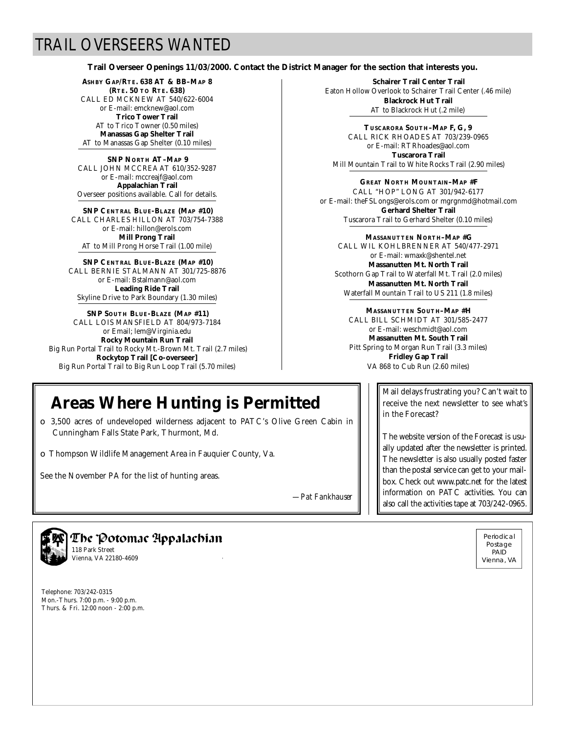# TRAIL OVERSEERS WANTED

**Trail Overseer Openings 11/03/2000. Contact the District Manager for the section that interests you.**

**ASHBY GAP/RTE. 638 AT & BB–MAP 8 (RTE. 50 TO RTE. 638)**
CALL ED MCKNEW AT 540/622-6004
or E-mail: emcknew@aol.com
**Trico Tower Trail**
AT to Trico Towner (0.50 miles)
**Manassas Gap Shelter Trail**
AT to Manassas Gap Shelter (0.10 miles)

**SNP NORTH AT–MAP 9**
CALL JOHN MCCREA AT 610/352-9287
or E-mail: mccreajf@aol.com
**Appalachian Trail**
Overseer positions available. Call for details.

**SNP CENTRAL BLUE-BLAZE (MAP #10)**
CALL CHARLES HILLON AT 703/754-7388
or E-mail: hillon@erols.com
**Mill Prong Trail**
AT to Mill Prong Horse Trail (1.00 mile)

**SNP CENTRAL BLUE-BLAZE (MAP #10)**
CALL BERNIE STALMANN AT 301/725-8876
or E-mail: Bstalmann@aol.com
**Leading Ride Trail**
Skyline Drive to Park Boundary (1.30 miles)

**SNP SOUTH BLUE-BLAZE (MAP #11)**
CALL LOIS MANSFIELD AT 804/973-7184
or Email; lem@Virginia.edu
**Rocky Mountain Run Trail**
Big Run Portal Trail to Rocky Mt.-Brown Mt. Trail (2.7 miles)
**Rockytop Trail [Co-overseer]**
Big Run Portal Trail to Big Run Loop Trail (5.70 miles)

**Schairer Trail Center Trail**
Eaton Hollow Overlook to Schairer Trail Center (.46 mile)
**Blackrock Hut Trail**
AT to Blackrock Hut (.2 mile)

**TUSCARORA SOUTH–MAP F, G, 9**
CALL RICK RHOADES AT 703/239-0965
or E-mail: RTRhoades@aol.com
**Tuscarora Trail**
Mill Mountain Trail to White Rocks Trail (2.90 miles)

**GREAT NORTH MOUNTAIN–MAP #F**
CALL "HOP" LONG AT 301/942-6177
or E-mail: theFSLongs@erols.com or mgrgnmd@hotmail.com
**Gerhard Shelter Trail**
Tuscarora Trail to Gerhard Shelter (0.10 miles)

**MASSANUTTEN NORTH–MAP #G**
CALL WIL KOHLBRENNER AT 540/477-2971
or E-mail: wmaxk@shentel.net
**Massanutten Mt. North Trail**
Scothorn Gap Trail to Waterfall Mt. Trail (2.0 miles)
**Massanutten Mt. North Trail**
Waterfall Mountain Trail to US 211 (1.8 miles)

**MASSANUTTEN SOUTH–MAP #H**
CALL BILL SCHMIDT AT 301/585-2477
or E-mail: weschmidt@aol.com
**Massanutten Mt. South Trail**
Pitt Spring to Morgan Run Trail (3.3 miles)
**Fridley Gap Trail**
VA 868 to Cub Run (2.60 miles)

## Areas Where Hunting is Permitted

- 3,500 acres of undeveloped wilderness adjacent to PATC's Olive Green Cabin in Cunningham Falls State Park, Thurmont, Md.
- Thompson Wildlife Management Area in Fauquier County, Va.

See the November PA for the list of hunting areas.

*—Pat Fankhauser*

Mail delays frustrating you? Can't wait to receive the next newsletter to see what's in the Forecast?

The website version of the Forecast is usually updated after the newsletter is printed. The newsletter is also usually posted faster than the postal service can get to your mailbox. Check out www.patc.net for the latest information on PATC activities. You can also call the activities tape at 703/242-0965.

The Potomac Appalachian
118 Park Street
Vienna, VA 22180-4609

Periodical Postage PAID Vienna, VA

Telephone: 703/242-0315
Mon.-Thurs. 7:00 p.m. - 9:00 p.m.
Thurs. & Fri. 12:00 noon - 2:00 p.m.